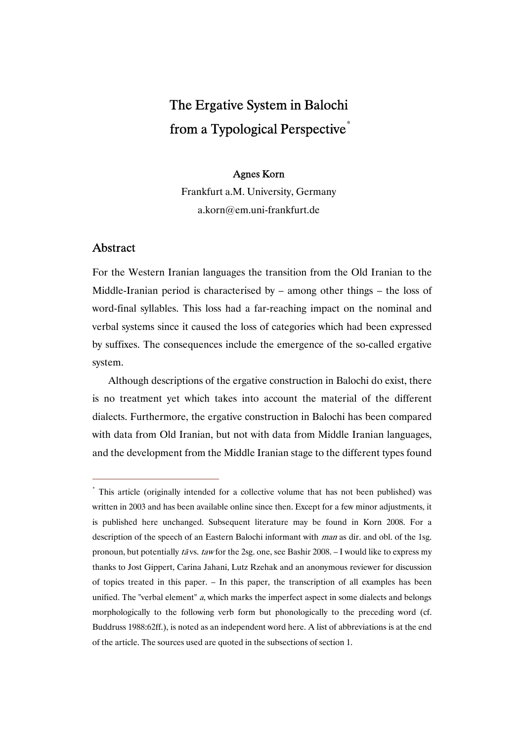# The Ergative System in Balochi from a Typological Perspective[*]

**Agnes Korn**

Frankfurt a.M. University, Germany

a.korn@em.uni-frankfurt.de

## Abstract

For the Western Iranian languages the transition from the Old Iranian to the Middle-Iranian period is characterised by – among other things – the loss of word-final syllables. This loss had a far-reaching impact on the nominal and verbal systems since it caused the loss of categories which had been expressed by suffixes. The consequences include the emergence of the so-called ergative system.

Although descriptions of the ergative construction in Balochi do exist, there is no treatment yet which takes into account the material of the different dialects. Furthermore, the ergative construction in Balochi has been compared with data from Old Iranian, but not with data from Middle Iranian languages, and the development from the Middle Iranian stage to the different types found

---

[*] This article (originally intended for a collective volume that has not been published) was written in 2003 and has been available online since then. Except for a few minor adjustments, it is published here unchanged. Subsequent literature may be found in Korn 2008. For a description of the speech of an Eastern Balochi informant with *man* as dir. and obl. of the 1sg. pronoun, but potentially *tā* vs. *taw* for the 2sg. one, see Bashir 2008. – I would like to express my thanks to Jost Gippert, Carina Jahani, Lutz Rzehak and an anonymous reviewer for discussion of topics treated in this paper. – In this paper, the transcription of all examples has been unified. The "verbal element" *a*, which marks the imperfect aspect in some dialects and belongs morphologically to the following verb form but phonologically to the preceding word (cf. Buddruss 1988:62ff.), is noted as an independent word here. A list of abbreviations is at the end of the article. The sources used are quoted in the subsections of section 1.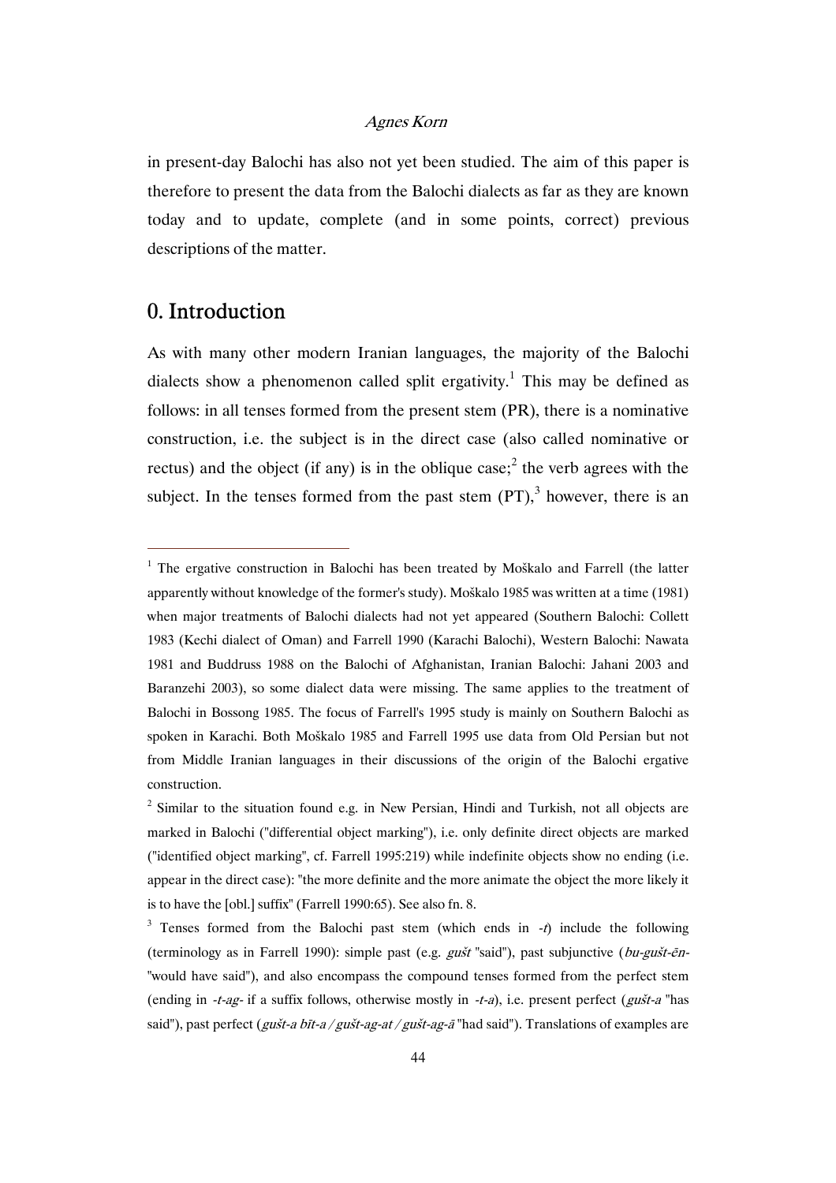in present-day Balochi has also not yet been studied. The aim of this paper is therefore to present the data from the Balochi dialects as far as they are known today and to update, complete (and in some points, correct) previous descriptions of the matter.

## 0. Introduction

As with many other modern Iranian languages, the majority of the Balochi dialects show a phenomenon called split ergativity.[1] This may be defined as follows: in all tenses formed from the present stem (PR), there is a nominative construction, i.e. the subject is in the direct case (also called nominative or rectus) and the object (if any) is in the oblique case;[2] the verb agrees with the subject. In the tenses formed from the past stem (PT),[3] however, there is an

---

[1] The ergative construction in Balochi has been treated by Moškalo and Farrell (the latter apparently without knowledge of the former's study). Moškalo 1985 was written at a time (1981) when major treatments of Balochi dialects had not yet appeared (Southern Balochi: Collett 1983 (Kechi dialect of Oman) and Farrell 1990 (Karachi Balochi), Western Balochi: Nawata 1981 and Buddruss 1988 on the Balochi of Afghanistan, Iranian Balochi: Jahani 2003 and Baranzehi 2003), so some dialect data were missing. The same applies to the treatment of Balochi in Bossong 1985. The focus of Farrell's 1995 study is mainly on Southern Balochi as spoken in Karachi. Both Moškalo 1985 and Farrell 1995 use data from Old Persian but not from Middle Iranian languages in their discussions of the origin of the Balochi ergative construction.

[2] Similar to the situation found e.g. in New Persian, Hindi and Turkish, not all objects are marked in Balochi ("differential object marking"), i.e. only definite direct objects are marked ("identified object marking", cf. Farrell 1995:219) while indefinite objects show no ending (i.e. appear in the direct case): "the more definite and the more animate the object the more likely it is to have the [obl.] suffix" (Farrell 1990:65). See also fn. 8.

[3] Tenses formed from the Balochi past stem (which ends in *-t*) include the following (terminology as in Farrell 1990): simple past (e.g. *gušt* "said"), past subjunctive (*bu-gušt-ēn-* "would have said"), and also encompass the compound tenses formed from the perfect stem (ending in *-t-ag-* if a suffix follows, otherwise mostly in *-t-a*), i.e. present perfect (*gušt-a* "has said"), past perfect (*gušt-a bīt-a / gušt-ag-at / gušt-ag-ā* "had said"). Translations of examples are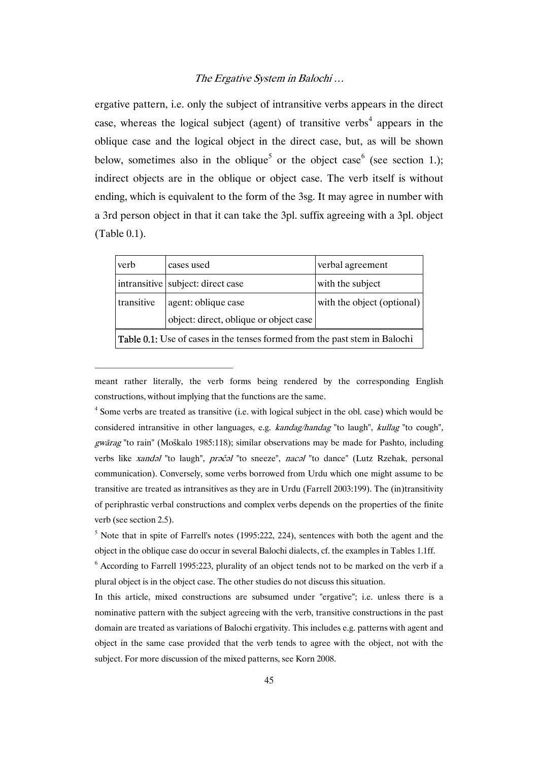ergative pattern, i.e. only the subject of intransitive verbs appears in the direct case, whereas the logical subject (agent) of transitive verbs[4] appears in the oblique case and the logical object in the direct case, but, as will be shown below, sometimes also in the oblique[5] or the object case[6] (see section 1.); indirect objects are in the oblique or object case. The verb itself is without ending, which is equivalent to the form of the 3sg. It may agree in number with a 3rd person object in that it can take the 3pl. suffix agreeing with a 3pl. object (Table 0.1).

| verb | cases used | verbal agreement |
|---|---|---|
| intransitive | subject: direct case | with the subject |
| transitive | agent: oblique case<br>object: direct, oblique or object case | with the object (optional) |

**Table 0.1:** Use of cases in the tenses formed from the past stem in Balochi

---

meant rather literally, the verb forms being rendered by the corresponding English constructions, without implying that the functions are the same.

[4] Some verbs are treated as transitive (i.e. with logical subject in the obl. case) which would be considered intransitive in other languages, e.g. *kandag/handag* "to laugh", *kullag* "to cough", *gwārag* "to rain" (Moškalo 1985:118); similar observations may be made for Pashto, including verbs like *xandəl* "to laugh", *prəčəl* "to sneeze", *nacəl* "to dance" (Lutz Rzehak, personal communication). Conversely, some verbs borrowed from Urdu which one might assume to be transitive are treated as intransitives as they are in Urdu (Farrell 2003:199). The (in)transitivity of periphrastic verbal constructions and complex verbs depends on the properties of the finite verb (see section 2.5).

[5] Note that in spite of Farrell's notes (1995:222, 224), sentences with both the agent and the object in the oblique case do occur in several Balochi dialects, cf. the examples in Tables 1.1ff.

[6] According to Farrell 1995:223, plurality of an object tends not to be marked on the verb if a plural object is in the object case. The other studies do not discuss this situation.

In this article, mixed constructions are subsumed under "ergative"; i.e. unless there is a nominative pattern with the subject agreeing with the verb, transitive constructions in the past domain are treated as variations of Balochi ergativity. This includes e.g. patterns with agent and object in the same case provided that the verb tends to agree with the object, not with the subject. For more discussion of the mixed patterns, see Korn 2008.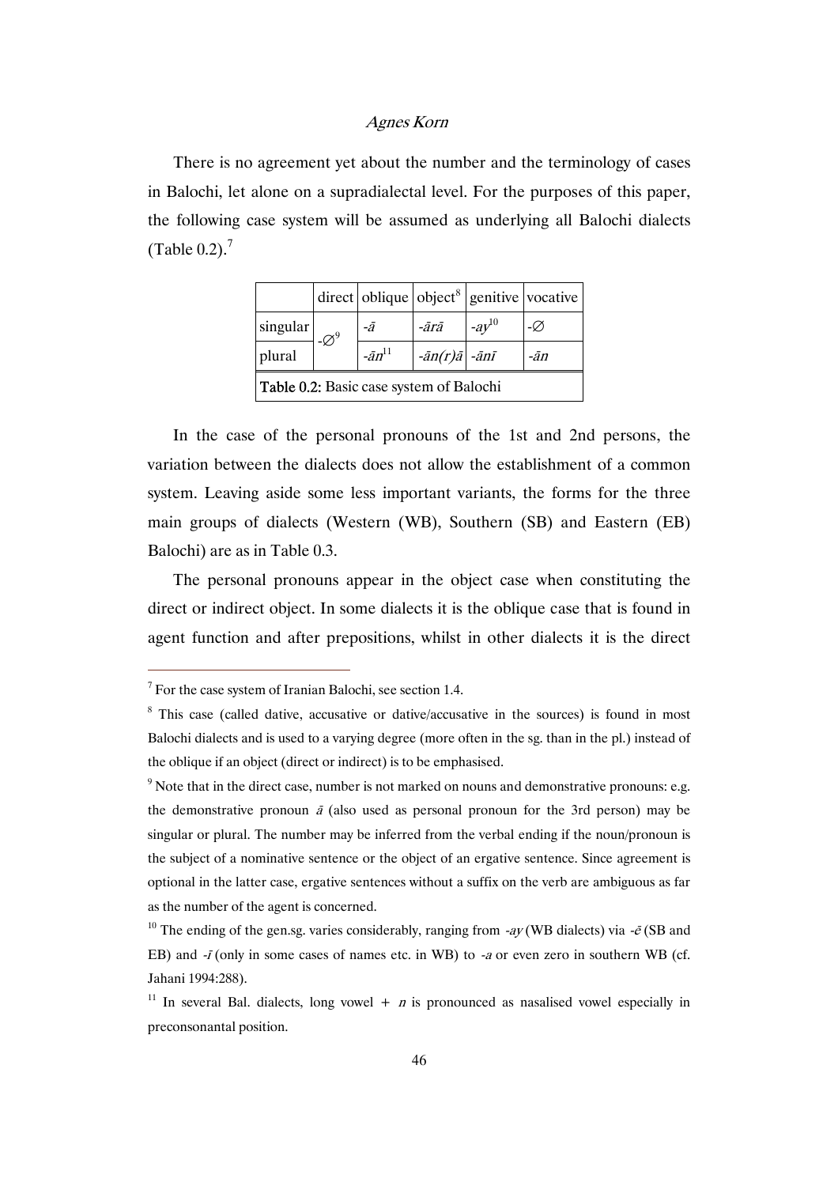There is no agreement yet about the number and the terminology of cases in Balochi, let alone on a supradialectal level. For the purposes of this paper, the following case system will be assumed as underlying all Balochi dialects (Table 0.2).[7]

| | direct | oblique | object[8] | genitive | vocative |
|---|---|---|---|---|---|
| singular | -∅[9] | *-ā* | *-ārā* | *-ay*[10] | -∅ |
| plural | | *-ān*[11] | *-ān(r)ā* | *-ānī* | *-ān* |

**Table 0.2:** Basic case system of Balochi

In the case of the personal pronouns of the 1st and 2nd persons, the variation between the dialects does not allow the establishment of a common system. Leaving aside some less important variants, the forms for the three main groups of dialects (Western (WB), Southern (SB) and Eastern (EB) Balochi) are as in Table 0.3.

The personal pronouns appear in the object case when constituting the direct or indirect object. In some dialects it is the oblique case that is found in agent function and after prepositions, whilst in other dialects it is the direct

---

[7] For the case system of Iranian Balochi, see section 1.4.

[8] This case (called dative, accusative or dative/accusative in the sources) is found in most Balochi dialects and is used to a varying degree (more often in the sg. than in the pl.) instead of the oblique if an object (direct or indirect) is to be emphasised.

[9] Note that in the direct case, number is not marked on nouns and demonstrative pronouns: e.g. the demonstrative pronoun *ā* (also used as personal pronoun for the 3rd person) may be singular or plural. The number may be inferred from the verbal ending if the noun/pronoun is the subject of a nominative sentence or the object of an ergative sentence. Since agreement is optional in the latter case, ergative sentences without a suffix on the verb are ambiguous as far as the number of the agent is concerned.

[10] The ending of the gen.sg. varies considerably, ranging from *-ay* (WB dialects) via *-ē* (SB and EB) and *-ī* (only in some cases of names etc. in WB) to *-a* or even zero in southern WB (cf. Jahani 1994:288).

[11] In several Bal. dialects, long vowel + *n* is pronounced as nasalised vowel especially in preconsonantal position.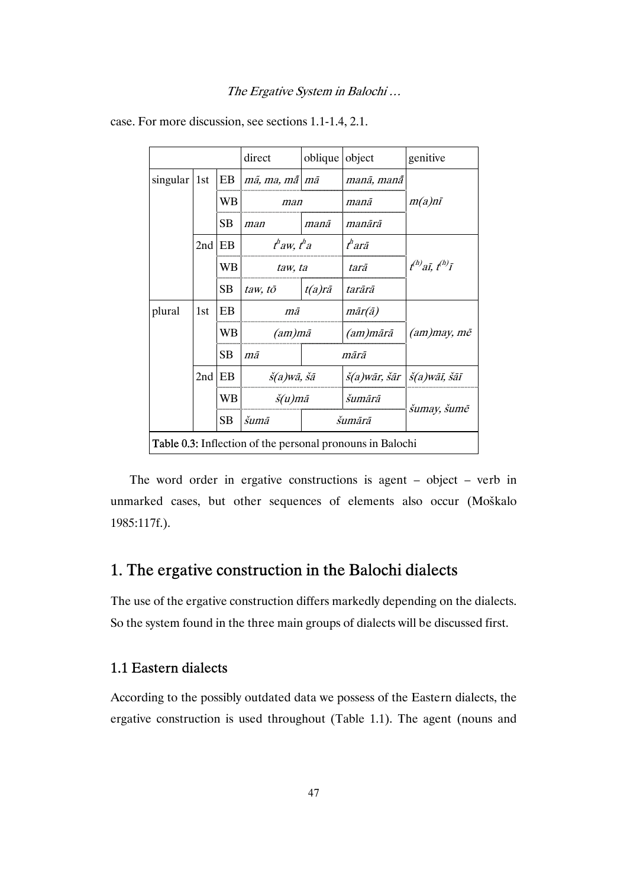case. For more discussion, see sections 1.1-1.4, 2.1.

| | | | direct | oblique | object | genitive |
|---|---|---|---|---|---|---|
| singular | 1st | EB | *mā, ma, mā̃* | *mā* | *manā, manā̃* | *m(a)nī* |
| | | WB | *man* | | *manā* | |
| | | SB | *man* | *manā* | *manārā* | |
| | 2nd | EB | *tʰaw, tʰa* | | *tʰarā* | *t⁽ʰ⁾aī, t⁽ʰ⁾ī* |
| | | WB | *taw, ta* | | *tarā* | |
| | | SB | *taw, tō* | *t(a)rā* | *tarārā* | |
| plural | 1st | EB | *mā* | | *mār(ā)* | *(am)may, mē* |
| | | WB | *(am)mā* | | *(am)mārā* | |
| | | SB | *mā* | *mārā* | | |
| | 2nd | EB | *š(a)wā, šā* | | *š(a)wār, šār* | *š(a)wāī, šāī* |
| | | WB | *š(u)mā* | | *šumārā* | *šumay, šumē* |
| | | SB | *šumā* | *šumārā* | | |

**Table 0.3:** Inflection of the personal pronouns in Balochi

The word order in ergative constructions is agent – object – verb in unmarked cases, but other sequences of elements also occur (Moškalo 1985:117f.).

## 1. The ergative construction in the Balochi dialects

The use of the ergative construction differs markedly depending on the dialects. So the system found in the three main groups of dialects will be discussed first.

### 1.1 Eastern dialects

According to the possibly outdated data we possess of the Eastern dialects, the ergative construction is used throughout (Table 1.1). The agent (nouns and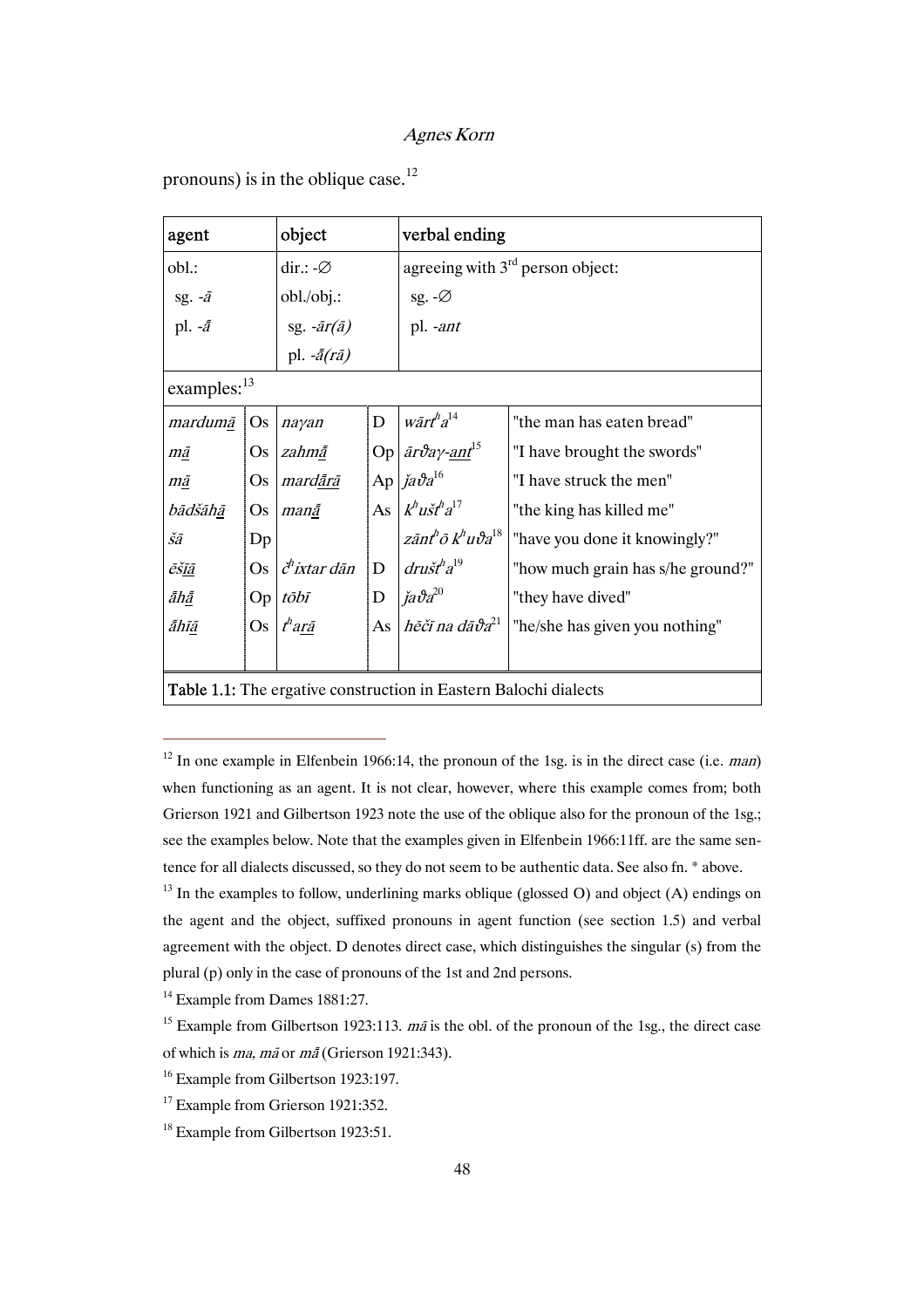pronouns) is in the oblique case.[12]

| agent | | object | | verbal ending | |
|---|---|---|---|---|---|
| obl.: | | dir.: -∅ | | agreeing with 3rd person object: | |
| sg. -*ā* | | obl./obj.: | | sg. -∅ | |
| pl. -*ā̃* | | sg. -*ār(ā)* | | pl. -*ant* | |
| | | pl. -*ā̃(rā)* | | | |
| examples:[13] | | | | | |
| *mardum<u>ā</u>* | Os | *naγan* | D | *wārtʰa*[14] | "the man has eaten bread" |
| *m<u>ā</u>* | Os | *zahm<u>ā̃</u>* | Op | *ārϑaγ-<u>ant</u>*[15] | "I have brought the swords" |
| *m<u>ā</u>* | Os | *mard<u>ā̃rā</u>* | Ap | *ǰaϑa*[16] | "I have struck the men" |
| *bādšāh<u>ā</u>* | Os | *man<u>ā̃</u>* | As | *kʰuštʰa*[17] | "the king has killed me" |
| *šā* | Dp | | | *zāntʰō kʰuϑa*[18] | "have you done it knowingly?" |
| *ēš<u>ā</u>* | Os | *čʰixtar dān* | D | *društʰa*[19] | "how much grain has s/he ground?" |
| *ā̃h<u>ā̃</u>* | Op | *tōbī* | D | *ǰaϑa*[20] | "they have dived" |
| *ā̃h<u>ā</u>* | Os | *tʰa<u>rā</u>* | As | *hēčī na dāϑa*[21] | "he/she has given you nothing" |

**Table 1.1:** The ergative construction in Eastern Balochi dialects

[12] In one example in Elfenbein 1966:14, the pronoun of the 1sg. is in the direct case (i.e. *man*) when functioning as an agent. It is not clear, however, where this example comes from; both Grierson 1921 and Gilbertson 1923 note the use of the oblique also for the pronoun of the 1sg.; see the examples below. Note that the examples given in Elfenbein 1966:11ff. are the same sentence for all dialects discussed, so they do not seem to be authentic data. See also fn. * above.

[13] In the examples to follow, underlining marks oblique (glossed O) and object (A) endings on the agent and the object, suffixed pronouns in agent function (see section 1.5) and verbal agreement with the object. D denotes direct case, which distinguishes the singular (s) from the plural (p) only in the case of pronouns of the 1st and 2nd persons.

[14] Example from Dames 1881:27.

[15] Example from Gilbertson 1923:113. *mā* is the obl. of the pronoun of the 1sg., the direct case of which is *ma, mā* or *mā̃* (Grierson 1921:343).

[16] Example from Gilbertson 1923:197.

[17] Example from Grierson 1921:352.

[18] Example from Gilbertson 1923:51.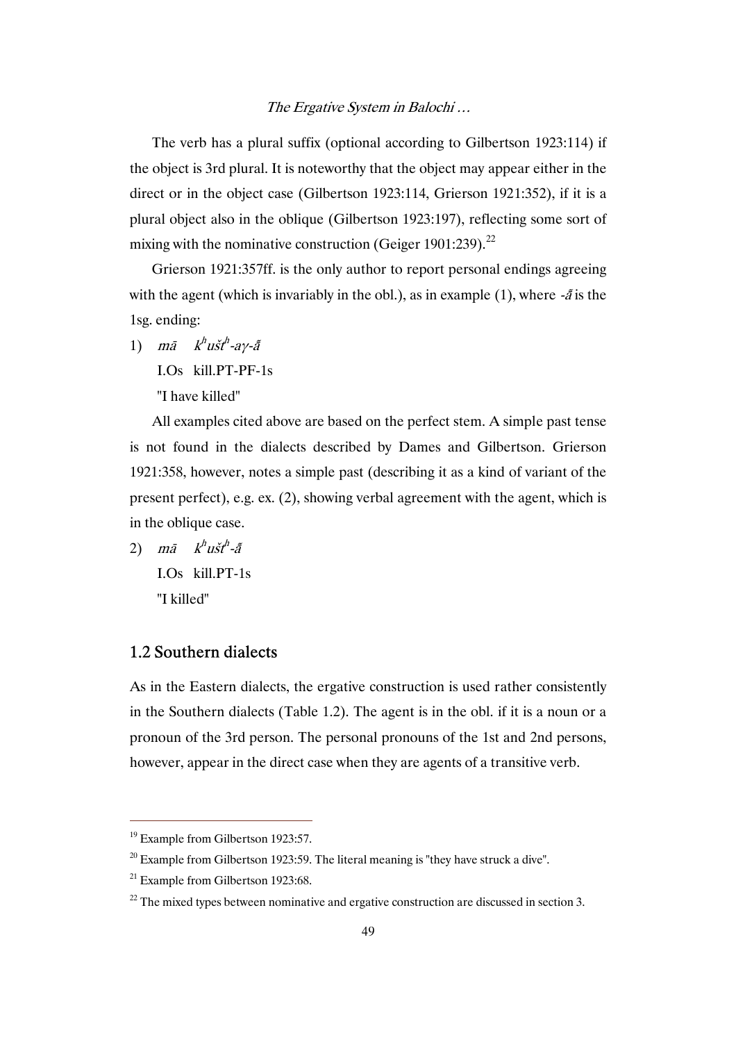The verb has a plural suffix (optional according to Gilbertson 1923:114) if the object is 3rd plural. It is noteworthy that the object may appear either in the direct or in the object case (Gilbertson 1923:114, Grierson 1921:352), if it is a plural object also in the oblique (Gilbertson 1923:197), reflecting some sort of mixing with the nominative construction (Geiger 1901:239).[22]

Grierson 1921:357ff. is the only author to report personal endings agreeing with the agent (which is invariably in the obl.), as in example (1), where *-ā̃* is the 1sg. ending:

1) *mā* *kʰuštʰ-aγ-ā̃*

   I.Os kill.PT-PF-1s

   "I have killed"

All examples cited above are based on the perfect stem. A simple past tense is not found in the dialects described by Dames and Gilbertson. Grierson 1921:358, however, notes a simple past (describing it as a kind of variant of the present perfect), e.g. ex. (2), showing verbal agreement with the agent, which is in the oblique case.

2) *mā* *kʰuštʰ-ā̃*

   I.Os kill.PT-1s

   "I killed"

## 1.2 Southern dialects

As in the Eastern dialects, the ergative construction is used rather consistently in the Southern dialects (Table 1.2). The agent is in the obl. if it is a noun or a pronoun of the 3rd person. The personal pronouns of the 1st and 2nd persons, however, appear in the direct case when they are agents of a transitive verb.

---

[19] Example from Gilbertson 1923:57.

[20] Example from Gilbertson 1923:59. The literal meaning is "they have struck a dive".

[21] Example from Gilbertson 1923:68.

[22] The mixed types between nominative and ergative construction are discussed in section 3.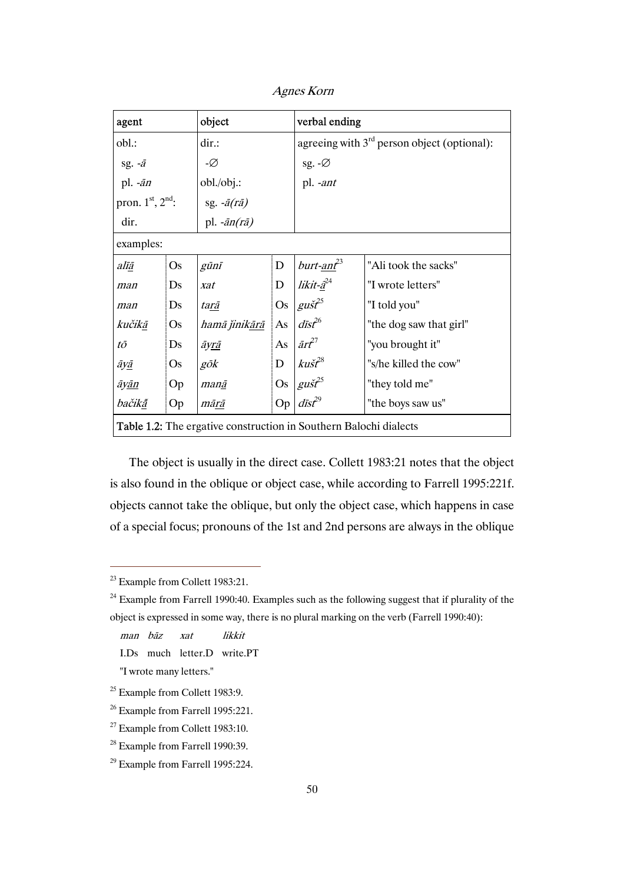| agent | | object | | verbal ending | |
|---|---|---|---|---|---|
| obl.: | | dir.: | | agreeing with 3rd person object (optional): | |
| sg. *-ā* | | -∅ | | sg. -∅ | |
| pl. *-ān* | | obl./obj.: | | pl. *-ant* | |
| pron. 1st, 2nd: | | sg. *-ā(rā)* | | | |
| dir. | | pl. *-ān(rā)* | | | |
| examples: | | | | | |
| *al<u>ī</u>ā* | Os | *gūnī* | D | *burt-<u>ant</u>*[23] | "Ali took the sacks" |
| *man* | Ds | *xat* | D | *likit-<u>ā</u>*[24] | "I wrote letters" |
| *man* | Ds | *ta<u>rā</u>* | Os | *gušt*[25] | "I told you" |
| *kučik<u>ā</u>* | Os | *hamā ǰinik<u>ārā</u>* | As | *dīst*[26] | "the dog saw that girl" |
| *tō* | Ds | *āy<u>rā</u>* | As | *ārt*[27] | "you brought it" |
| *āy<u>ā</u>* | Os | *gōk* | D | *kušt*[28] | "s/he killed the cow" |
| *āy<u>ān</u>* | Op | *man<u>ā</u>* | Os | *gušt*[25] | "they told me" |
| *bačik<u>ā</u>* | Op | *mā<u>rā</u>* | Op | *dīst*[29] | "the boys saw us" |

**Table 1.2:** The ergative construction in Southern Balochi dialects

The object is usually in the direct case. Collett 1983:21 notes that the object is also found in the oblique or object case, while according to Farrell 1995:221f. objects cannot take the oblique, but only the object case, which happens in case of a special focus; pronouns of the 1st and 2nd persons are always in the oblique

---

[23] Example from Collett 1983:21.

[24] Example from Farrell 1990:40. Examples such as the following suggest that if plurality of the object is expressed in some way, there is no plural marking on the verb (Farrell 1990:40):

*man bāz xat likkit*
I.Ds much letter.D write.PT
"I wrote many letters."

[25] Example from Collett 1983:9.

[26] Example from Farrell 1995:221.

[27] Example from Collett 1983:10.

[28] Example from Farrell 1990:39.

[29] Example from Farrell 1995:224.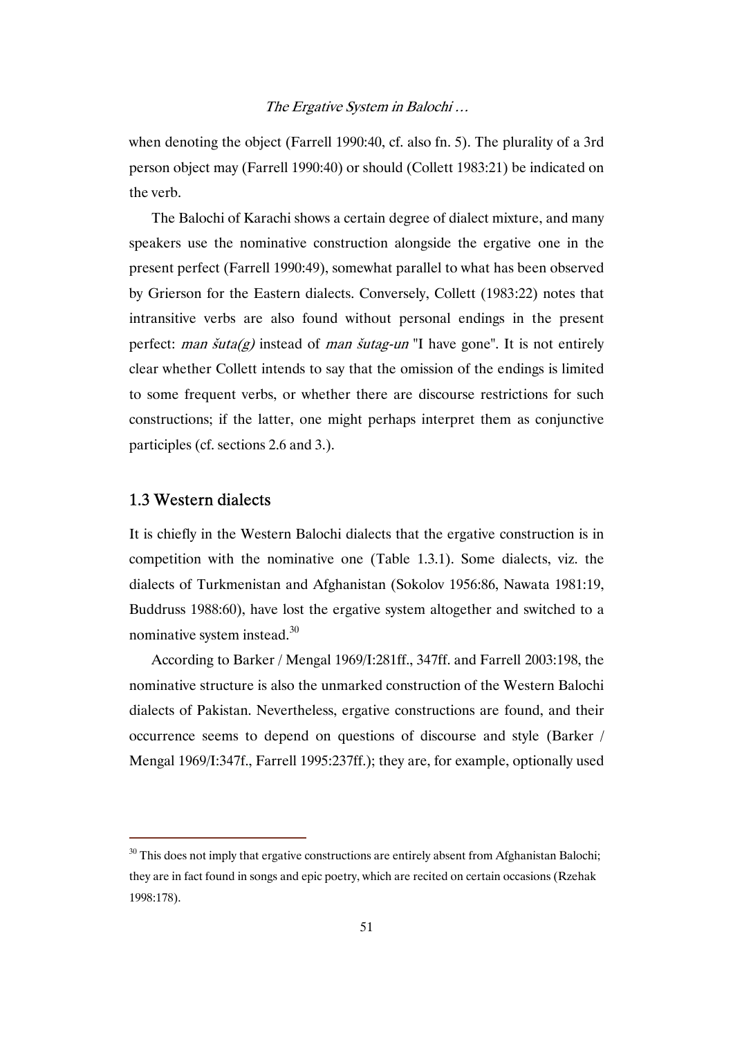when denoting the object (Farrell 1990:40, cf. also fn. 5). The plurality of a 3rd person object may (Farrell 1990:40) or should (Collett 1983:21) be indicated on the verb.

The Balochi of Karachi shows a certain degree of dialect mixture, and many speakers use the nominative construction alongside the ergative one in the present perfect (Farrell 1990:49), somewhat parallel to what has been observed by Grierson for the Eastern dialects. Conversely, Collett (1983:22) notes that intransitive verbs are also found without personal endings in the present perfect: *man šuta(g)* instead of *man šutag-un* "I have gone". It is not entirely clear whether Collett intends to say that the omission of the endings is limited to some frequent verbs, or whether there are discourse restrictions for such constructions; if the latter, one might perhaps interpret them as conjunctive participles (cf. sections 2.6 and 3.).

## 1.3 Western dialects

It is chiefly in the Western Balochi dialects that the ergative construction is in competition with the nominative one (Table 1.3.1). Some dialects, viz. the dialects of Turkmenistan and Afghanistan (Sokolov 1956:86, Nawata 1981:19, Buddruss 1988:60), have lost the ergative system altogether and switched to a nominative system instead.[30]

According to Barker / Mengal 1969/I:281ff., 347ff. and Farrell 2003:198, the nominative structure is also the unmarked construction of the Western Balochi dialects of Pakistan. Nevertheless, ergative constructions are found, and their occurrence seems to depend on questions of discourse and style (Barker / Mengal 1969/I:347f., Farrell 1995:237ff.); they are, for example, optionally used

---

[30] This does not imply that ergative constructions are entirely absent from Afghanistan Balochi; they are in fact found in songs and epic poetry, which are recited on certain occasions (Rzehak 1998:178).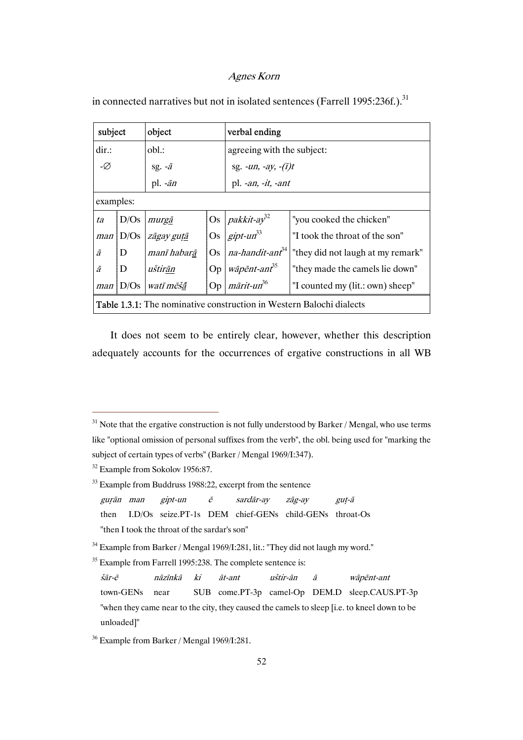in connected narratives but not in isolated sentences (Farrell 1995:236f.).[31]

| subject | | object | | verbal ending | |
|---|---|---|---|---|---|
| dir.: | | obl.: | | agreeing with the subject: | |
| -∅ | | sg. *-ā* | | sg. *-un, -ay, -(ī)t* | |
| | | pl. *-ān* | | pl. *-an, -it, -ant* | |
| examples: | | | | | |
| *ta* | D/Os | *murgā* | Os | *pakkit-ay*[32] | "you cooked the chicken" |
| *man* | D/Os | *zāgay guṭā* | Os | *gipt-un*[33] | "I took the throat of the son" |
| *ā* | D | *manī habarā* | Os | *na-handit-ant*[34] | "they did not laugh at my remark" |
| *ā* | D | *uštirān* | Op | *wāpēnt-ant*[35] | "they made the camels lie down" |
| *man* | D/Os | *watī mēšā* | Op | *mārit-un*[36] | "I counted my (lit.: own) sheep" |

**Table 1.3.1:** The nominative construction in Western Balochi dialects

It does not seem to be entirely clear, however, whether this description adequately accounts for the occurrences of ergative constructions in all WB

---

[31] Note that the ergative construction is not fully understood by Barker / Mengal, who use terms like "optional omission of personal suffixes from the verb", the obl. being used for "marking the subject of certain types of verbs" (Barker / Mengal 1969/I:347).

[32] Example from Sokolov 1956:87.

[33] Example from Buddruss 1988:22, excerpt from the sentence

*guṛān man gipt-un ē sardār-ay zāg-ay guṭ-ā*
then I.D/Os seize.PT-1s DEM chief-GENs child-GENs throat-Os
"then I took the throat of the sardar's son"

[34] Example from Barker / Mengal 1969/I:281, lit.: "They did not laugh my word."

[35] Example from Farrell 1995:238. The complete sentence is:

*šār-ē nāzīnkā ki āt-ant uštir-ān ā wāpēnt-ant*
town-GENs near SUB come.PT-3p camel-Op DEM.D sleep.CAUS.PT-3p
"when they came near to the city, they caused the camels to sleep [i.e. to kneel down to be unloaded]"

[36] Example from Barker / Mengal 1969/I:281.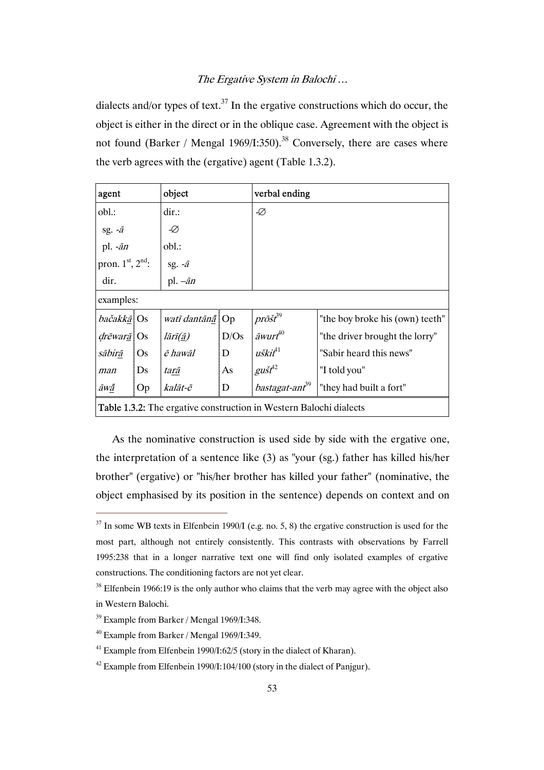dialects and/or types of text.[37] In the ergative constructions which do occur, the object is either in the direct or in the oblique case. Agreement with the object is not found (Barker / Mengal 1969/I:350).[38] Conversely, there are cases where the verb agrees with the (ergative) agent (Table 1.3.2).

| agent | | object | | verbal ending | |
|---|---|---|---|---|---|
| obl.:<br>sg. *-ā*<br>pl. *-ān*<br>pron. 1st, 2nd:<br>dir. | | dir.:<br>*-∅*<br>obl.:<br>sg. *-ā*<br>pl. *–ān* | | *-∅* | |
| examples: | | | | | |
| *bačakkā̠* | Os | *watī dantānā̠* | Op | *prōšt*[39] | "the boy broke his (own) teeth" |
| *ḍrēwarā̠* | Os | *lārī(ā̠)* | D/Os | *āwurt*[40] | "the driver brought the lorry" |
| *sābirā̠* | Os | *ē hawāl* | D | *uškit*[41] | "Sabir heard this news" |
| *man* | Ds | *tarā̠* | As | *gušt*[42] | "I told you" |
| *āwā̠* | Op | *kalāt-ē* | D | *bastagat-ant*[39] | "they had built a fort" |

**Table 1.3.2:** The ergative construction in Western Balochi dialects

As the nominative construction is used side by side with the ergative one, the interpretation of a sentence like (3) as "your (sg.) father has killed his/her brother" (ergative) or "his/her brother has killed your father" (nominative, the object emphasised by its position in the sentence) depends on context and on

---

[37] In some WB texts in Elfenbein 1990/I (e.g. no. 5, 8) the ergative construction is used for the most part, although not entirely consistently. This contrasts with observations by Farrell 1995:238 that in a longer narrative text one will find only isolated examples of ergative constructions. The conditioning factors are not yet clear.

[38] Elfenbein 1966:19 is the only author who claims that the verb may agree with the object also in Western Balochi.

[39] Example from Barker / Mengal 1969/I:348.

[40] Example from Barker / Mengal 1969/I:349.

[41] Example from Elfenbein 1990/I:62/5 (story in the dialect of Kharan).

[42] Example from Elfenbein 1990/I:104/100 (story in the dialect of Panjgur).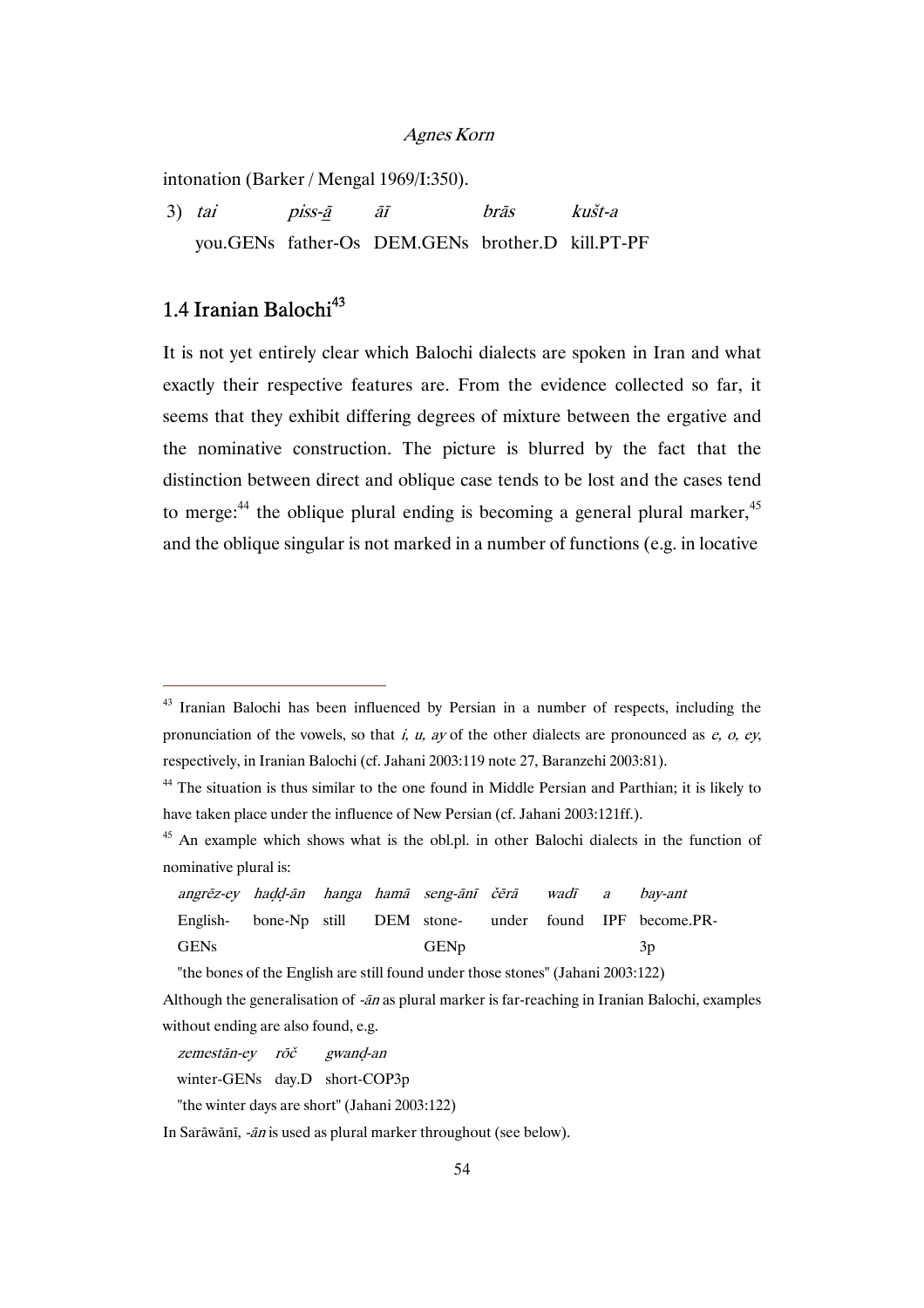intonation (Barker / Mengal 1969/I:350).

3) *tai* *piss-ā̱* *āī* *brās* *kušt-a*
you.GENs father-Os DEM.GENs brother.D kill.PT-PF

## 1.4 Iranian Balochi[43]

It is not yet entirely clear which Balochi dialects are spoken in Iran and what exactly their respective features are. From the evidence collected so far, it seems that they exhibit differing degrees of mixture between the ergative and the nominative construction. The picture is blurred by the fact that the distinction between direct and oblique case tends to be lost and the cases tend to merge:[44] the oblique plural ending is becoming a general plural marker,[45] and the oblique singular is not marked in a number of functions (e.g. in locative

---

[43] Iranian Balochi has been influenced by Persian in a number of respects, including the pronunciation of the vowels, so that *i, u, ay* of the other dialects are pronounced as *e, o, ey*, respectively, in Iranian Balochi (cf. Jahani 2003:119 note 27, Baranzehi 2003:81).

[44] The situation is thus similar to the one found in Middle Persian and Parthian; it is likely to have taken place under the influence of New Persian (cf. Jahani 2003:121ff.).

[45] An example which shows what is the obl.pl. in other Balochi dialects in the function of nominative plural is:

*angrēz-ey* *haḍḍ-ān* *hanga* *hamā* *seng-ānī* *čērā* *wadī* *a* *bay-ant*
English-GENs bone-Np still DEM stone-GENp under found IPF become.PR-3p

"the bones of the English are still found under those stones" (Jahani 2003:122)

Although the generalisation of *-ān* as plural marker is far-reaching in Iranian Balochi, examples without ending are also found, e.g.

*zemestān-ey* *rōč* *gwanḍ-an*
winter-GENs day.D short-COP3p

"the winter days are short" (Jahani 2003:122)

In Sarāwānī, *-ān* is used as plural marker throughout (see below).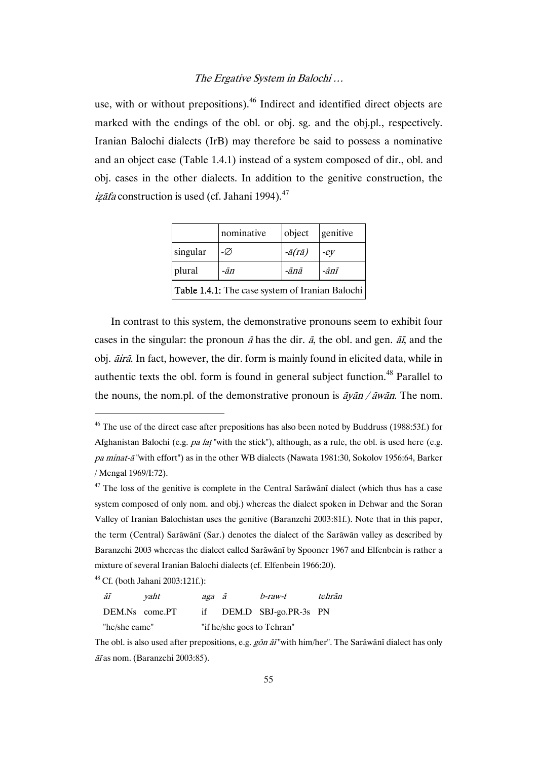use, with or without prepositions).[46] Indirect and identified direct objects are marked with the endings of the obl. or obj. sg. and the obj.pl., respectively. Iranian Balochi dialects (IrB) may therefore be said to possess a nominative and an object case (Table 1.4.1) instead of a system composed of dir., obl. and obj. cases in the other dialects. In addition to the genitive construction, the *iẓāfa* construction is used (cf. Jahani 1994).[47]

| | nominative | object | genitive |
|---|---|---|---|
| singular | -∅ | *-ā(rā)* | *-ey* |
| plural | *-ān* | *-ānā* | *-ānī* |

**Table 1.4.1:** The case system of Iranian Balochi

In contrast to this system, the demonstrative pronouns seem to exhibit four cases in the singular: the pronoun *ā* has the dir. *ā*, the obl. and gen. *āī*, and the obj. *āirā*. In fact, however, the dir. form is mainly found in elicited data, while in authentic texts the obl. form is found in general subject function.[48] Parallel to the nouns, the nom.pl. of the demonstrative pronoun is *āyān / āwān*. The nom.

---

[46] The use of the direct case after prepositions has also been noted by Buddruss (1988:53f.) for Afghanistan Balochi (e.g. *pa laṭ* "with the stick"), although, as a rule, the obl. is used here (e.g. *pa minat-ā* "with effort") as in the other WB dialects (Nawata 1981:30, Sokolov 1956:64, Barker / Mengal 1969/I:72).

[47] The loss of the genitive is complete in the Central Sarāwānī dialect (which thus has a case system composed of only nom. and obj.) whereas the dialect spoken in Dehwar and the Soran Valley of Iranian Balochistan uses the genitive (Baranzehi 2003:81f.). Note that in this paper, the term (Central) Sarāwānī (Sar.) denotes the dialect of the Sarāwān valley as described by Baranzehi 2003 whereas the dialect called Sarāwānī by Spooner 1967 and Elfenbein is rather a mixture of several Iranian Balochi dialects (cf. Elfenbein 1966:20).

[48] Cf. (both Jahani 2003:121f.):

| *āī* | *yaht* | *aga* | *ā* | *b-raw-t* | *tehrān* |
|---|---|---|---|---|---|
| DEM.Ns | come.PT | if | DEM.D | SBJ-go.PR-3s | PN |
| "he/she came" | | "if he/she goes to Tehran" | | | |

The obl. is also used after prepositions, e.g. *gōn āī* "with him/her". The Sarāwānī dialect has only *āī* as nom. (Baranzehi 2003:85).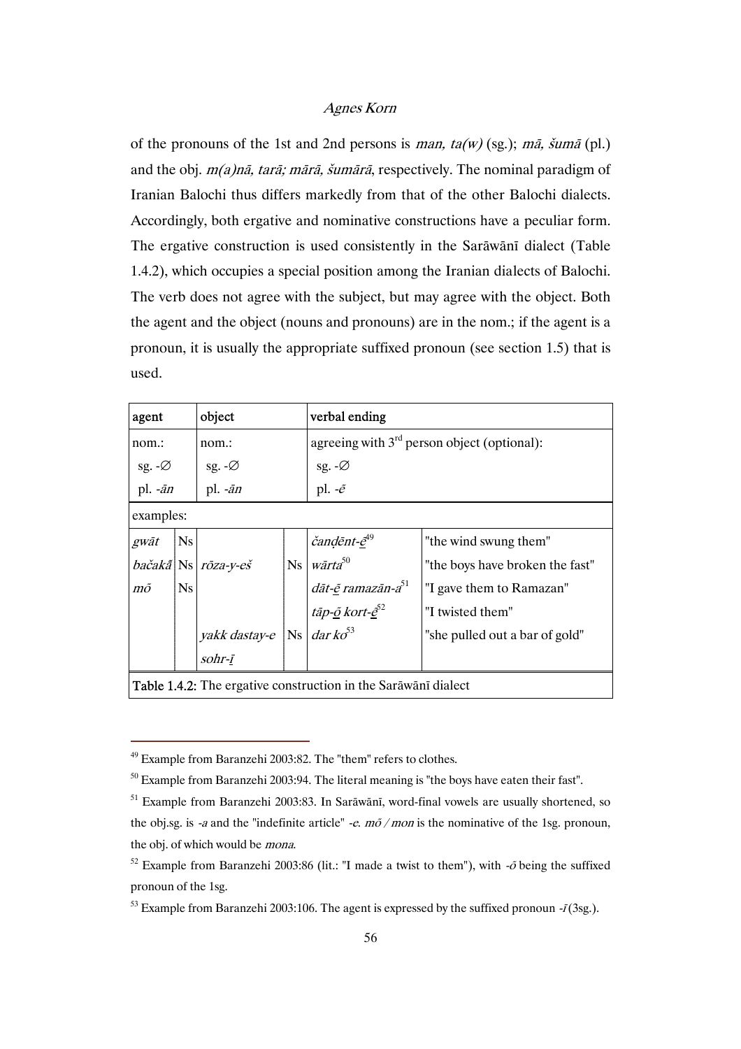of the pronouns of the 1st and 2nd persons is *man, ta(w)* (sg.); *mā, šumā* (pl.) and the obj. *m(a)nā, tarā; mārā, šumārā*, respectively. The nominal paradigm of Iranian Balochi thus differs markedly from that of the other Balochi dialects. Accordingly, both ergative and nominative constructions have a peculiar form. The ergative construction is used consistently in the Sarāwānī dialect (Table 1.4.2), which occupies a special position among the Iranian dialects of Balochi. The verb does not agree with the subject, but may agree with the object. Both the agent and the object (nouns and pronouns) are in the nom.; if the agent is a pronoun, it is usually the appropriate suffixed pronoun (see section 1.5) that is used.

| agent | | object | | verbal ending | |
|---|---|---|---|---|---|
| nom.:<br>sg. -∅<br>pl. *-ān* | | nom.:<br>sg. -∅<br>pl. *-ān* | | agreeing with 3rd person object (optional):<br>sg. -∅<br>pl. *-ē* | |
| examples: | | | | | |
| *gwāt* | Ns | | | *čanḍēnt-ē*[49] | "the wind swung them" |
| *bačakā̃* | Ns | *rōza-y-eš* | Ns | *wārta*[50] | "the boys have broken the fast" |
| *mō̃* | Ns | | | *dāt-ē ramazān-a*[51] | "I gave them to Ramazan" |
| | | | | *tāp-ō kort-ē*[52] | "I twisted them" |
| | | *yakk dastay-e sohr-ī* | Ns | *dar ko*[53] | "she pulled out a bar of gold" |

Table 1.4.2: The ergative construction in the Sarāwānī dialect

---

[49] Example from Baranzehi 2003:82. The "them" refers to clothes.

[50] Example from Baranzehi 2003:94. The literal meaning is "the boys have eaten their fast".

[51] Example from Baranzehi 2003:83. In Sarāwānī, word-final vowels are usually shortened, so the obj.sg. is *-a* and the "indefinite article" *-e*. *mō̃ / mon* is the nominative of the 1sg. pronoun, the obj. of which would be *mona*.

[52] Example from Baranzehi 2003:86 (lit.: "I made a twist to them"), with *-ō* being the suffixed pronoun of the 1sg.

[53] Example from Baranzehi 2003:106. The agent is expressed by the suffixed pronoun *-ī* (3sg.).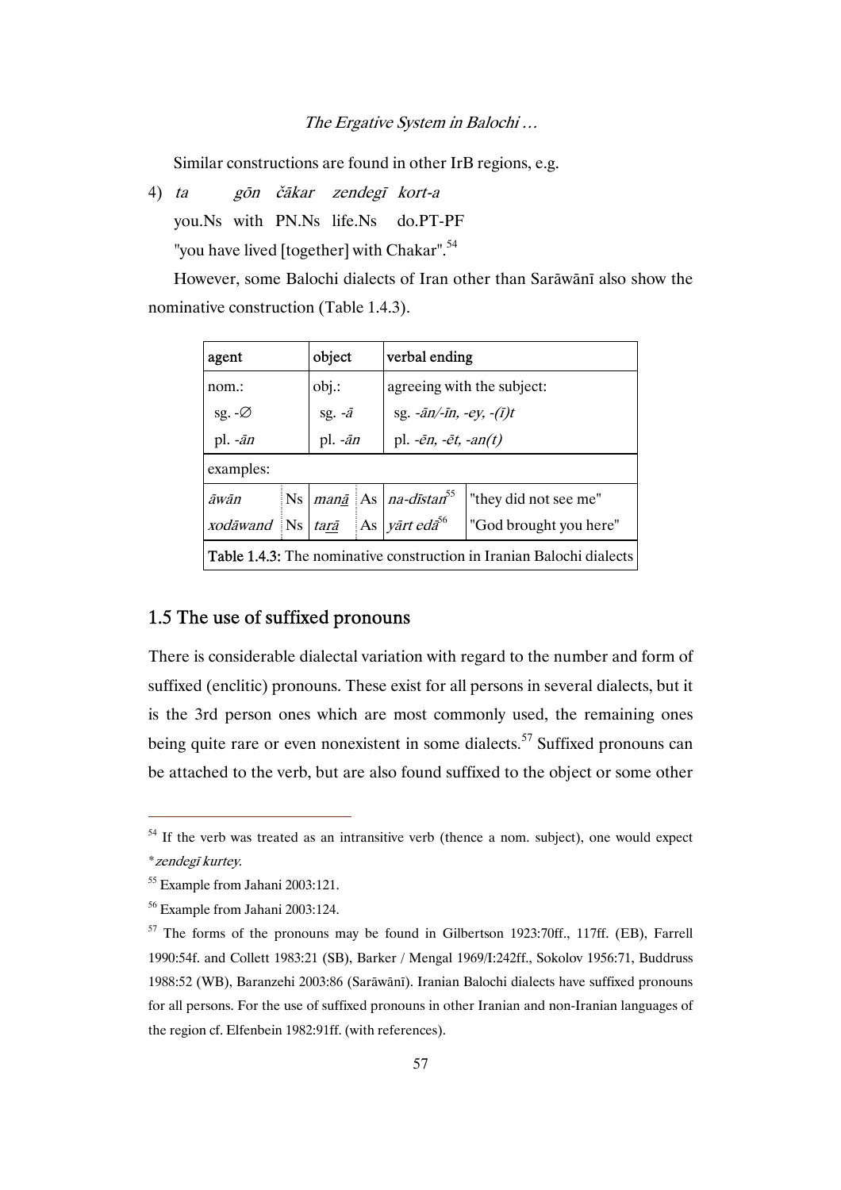Similar constructions are found in other IrB regions, e.g.

4) *ta* *gōn* *čākar* *zendegī* *kort-a*
   you.Ns with PN.Ns life.Ns do.PT-PF
   "you have lived [together] with Chakar".[54]

However, some Balochi dialects of Iran other than Sarāwānī also show the nominative construction (Table 1.4.3).

| agent | | object | | verbal ending | |
|---|---|---|---|---|---|
| nom.:<br>sg. -∅<br>pl. *-ān* | | obj.:<br>sg. *-ā*<br>pl. *-ān* | | agreeing with the subject:<br>sg. *-ān/-īn, -ey, -(ī)t*<br>pl. *-ēn, -ēt, -an(t)* | |
| examples: | | | | | |
| *āwān* | Ns | *man<u>ā</u>* | As | *na-dīstan*[55] | "they did not see me" |
| *xodāwand* | Ns | *tar<u>ā</u>* | As | *yārt edā*[56] | "God brought you here" |

**Table 1.4.3:** The nominative construction in Iranian Balochi dialects

## 1.5 The use of suffixed pronouns

There is considerable dialectal variation with regard to the number and form of suffixed (enclitic) pronouns. These exist for all persons in several dialects, but it is the 3rd person ones which are most commonly used, the remaining ones being quite rare or even nonexistent in some dialects.[57] Suffixed pronouns can be attached to the verb, but are also found suffixed to the object or some other

---

[54] If the verb was treated as an intransitive verb (thence a nom. subject), one would expect *\*zendegī kurtey*.

[55] Example from Jahani 2003:121.

[56] Example from Jahani 2003:124.

[57] The forms of the pronouns may be found in Gilbertson 1923:70ff., 117ff. (EB), Farrell 1990:54f. and Collett 1983:21 (SB), Barker / Mengal 1969/I:242ff., Sokolov 1956:71, Buddruss 1988:52 (WB), Baranzehi 2003:86 (Sarāwānī). Iranian Balochi dialects have suffixed pronouns for all persons. For the use of suffixed pronouns in other Iranian and non-Iranian languages of the region cf. Elfenbein 1982:91ff. (with references).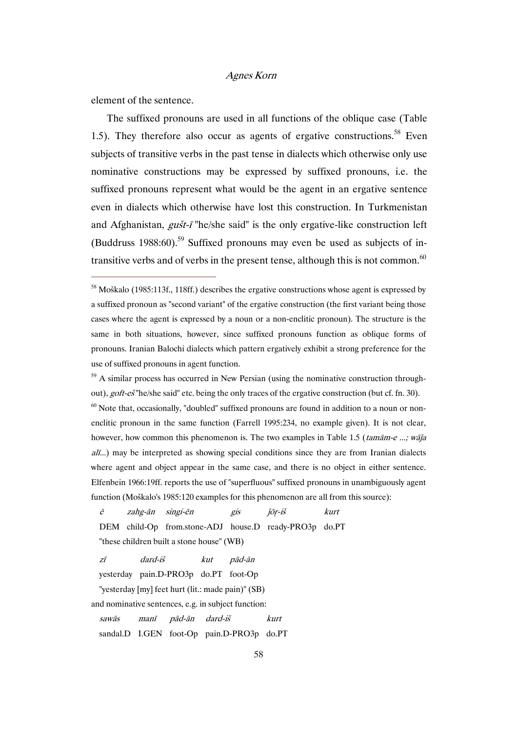element of the sentence.

The suffixed pronouns are used in all functions of the oblique case (Table 1.5). They therefore also occur as agents of ergative constructions.[58] Even subjects of transitive verbs in the past tense in dialects which otherwise only use nominative constructions may be expressed by suffixed pronouns, i.e. the suffixed pronouns represent what would be the agent in an ergative sentence even in dialects which otherwise have lost this construction. In Turkmenistan and Afghanistan, *gušt-ī* "he/she said" is the only ergative-like construction left (Buddruss 1988:60).[59] Suffixed pronouns may even be used as subjects of intransitive verbs and of verbs in the present tense, although this is not common.[60]

---

[58] Moškalo (1985:113f., 118ff.) describes the ergative constructions whose agent is expressed by a suffixed pronoun as "second variant" of the ergative construction (the first variant being those cases where the agent is expressed by a noun or a non-enclitic pronoun). The structure is the same in both situations, however, since suffixed pronouns function as oblique forms of pronouns. Iranian Balochi dialects which pattern ergatively exhibit a strong preference for the use of suffixed pronouns in agent function.

[59] A similar process has occurred in New Persian (using the nominative construction throughout), *goft-eš* "he/she said" etc. being the only traces of the ergative construction (but cf. fn. 30).

[60] Note that, occasionally, "doubled" suffixed pronouns are found in addition to a noun or non-enclitic pronoun in the same function (Farrell 1995:234, no example given). It is not clear, however, how common this phenomenon is. The two examples in Table 1.5 (*tamām-e ...; wāǰa alī...*) may be interpreted as showing special conditions since they are from Iranian dialects where agent and object appear in the same case, and there is no object in either sentence. Elfenbein 1966:19ff. reports the use of "superfluous" suffixed pronouns in unambiguously agent function (Moškalo's 1985:120 examples for this phenomenon are all from this source):

| *ē* | *zahg-ān* | *singi-ēn* | *gis* | *ǰōṛ-iš* | *kurt* |
|---|---|---|---|---|---|
| DEM | child-Op | from.stone-ADJ | house.D | ready-PRO3p | do.PT |

"these children built a stone house" (WB)

| *zī* | *dard-iš* | *kut* | *pād-ān* |
|---|---|---|---|
| yesterday | pain.D-PRO3p | do.PT | foot-Op |

"yesterday [my] feet hurt (lit.: made pain)" (SB)

and nominative sentences, e.g. in subject function:

| *sawās* | *manī* | *pād-ān* | *dard-iš* | *kurt* |
|---|---|---|---|---|
| sandal.D | I.GEN | foot-Op | pain.D-PRO3p | do.PT |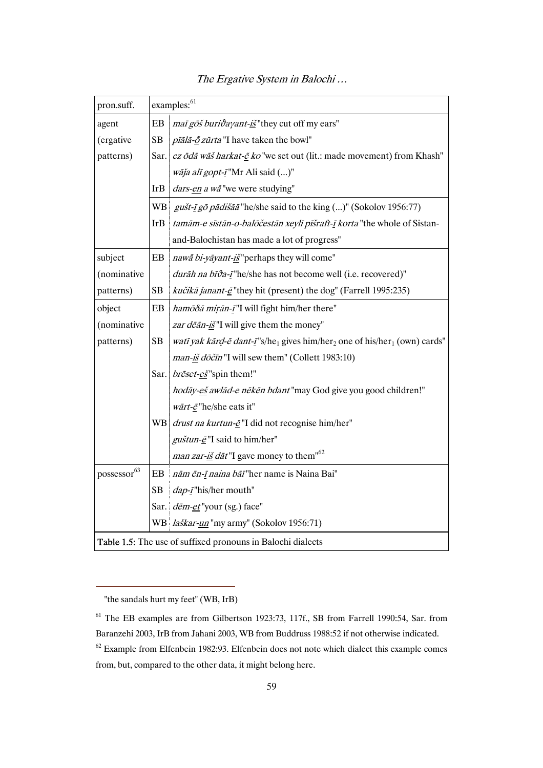| pron.suff. | examples:[61] | |
|---|---|---|
| agent (ergative patterns) | EB | *maī gōš buriϑaɣant-iš* "they cut off my ears" |
| | SB | *pīālā-ō zūrta* "I have taken the bowl" |
| | Sar. | *ez ōdā wāš harkat-ē ko* "we set out (lit.: made movement) from Khash" |
| | | *wāja alī gopt-ī* "Mr Ali said (...)" |
| | IrB | *dars-en a wā* "we were studying" |
| | WB | *gušt-ī gō pādišāā* "he/she said to the king (...)" (Sokolov 1956:77) |
| | IrB | *tamām-e sīstān-o-balōčestān xeylī pīšraft-ī korta* "the whole of Sistan-and-Balochistan has made a lot of progress" |
| subject (nominative patterns) | EB | *nawā bi-yāɣant-iš* "perhaps they will come" |
| | | *durāh na bīϑa-ī* "he/she has not become well (i.e. recovered)" |
| | SB | *kučikā ǰanant-ē* "they hit (present) the dog" (Farrell 1995:235) |
| object (nominative patterns) | EB | *hamōδā miṛān-ī* "I will fight him/her there" |
| | | *zar dēān-iš* "I will give them the money" |
| | SB | *watī yak kārḍ-ē dant-ī* "s/he$_1$ gives him/her$_2$ one of his/her$_1$ (own) cards" |
| | | *man-iš dōčīn* "I will sew them" (Collett 1983:10) |
| | Sar. | *brēset-eš* "spin them!" |
| | | *hodāy-eš awlād-e nēkēn bdant* "may God give you good children!" |
| | | *wārt-ē* "he/she eats it" |
| | WB | *drust na kurtun-ē* "I did not recognise him/her" |
| | | *guštun-ē* "I said to him/her" |
| | | *man zar-iš dāt* "I gave money to them"[62] |
| possessor[63] | EB | *nām ēn-ī naina bāī* "her name is Naina Bai" |
| | SB | *dap-ī* "his/her mouth" |
| | Sar. | *dēm-et* "your (sg.) face" |
| | WB | *laškar-un* "my army" (Sokolov 1956:71) |

**Table 1.5:** The use of suffixed pronouns in Balochi dialects

---

"the sandals hurt my feet" (WB, IrB)

[61] The EB examples are from Gilbertson 1923:73, 117f., SB from Farrell 1990:54, Sar. from Baranzehi 2003, IrB from Jahani 2003, WB from Buddruss 1988:52 if not otherwise indicated.

[62] Example from Elfenbein 1982:93. Elfenbein does not note which dialect this example comes from, but, compared to the other data, it might belong here.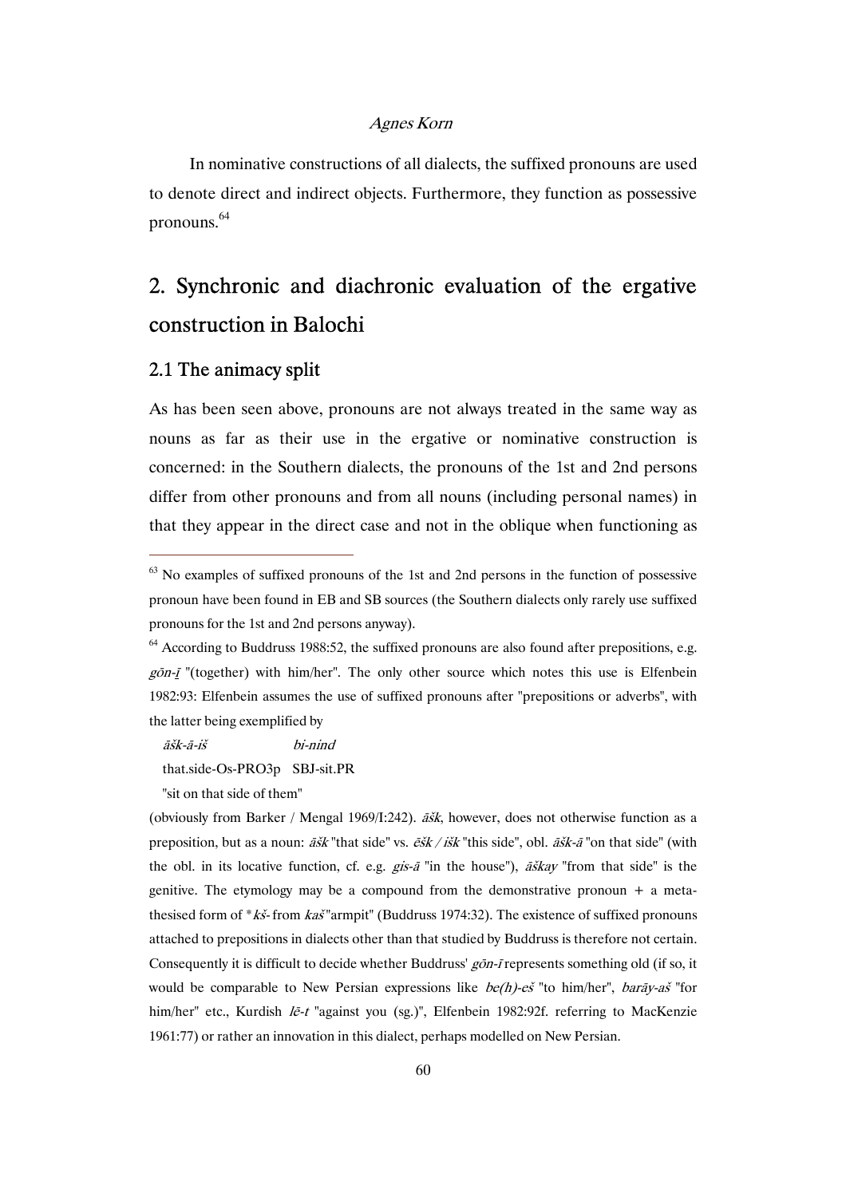In nominative constructions of all dialects, the suffixed pronouns are used to denote direct and indirect objects. Furthermore, they function as possessive pronouns.[64]

## 2. Synchronic and diachronic evaluation of the ergative construction in Balochi

### 2.1 The animacy split

As has been seen above, pronouns are not always treated in the same way as nouns as far as their use in the ergative or nominative construction is concerned: in the Southern dialects, the pronouns of the 1st and 2nd persons differ from other pronouns and from all nouns (including personal names) in that they appear in the direct case and not in the oblique when functioning as

---

[63] No examples of suffixed pronouns of the 1st and 2nd persons in the function of possessive pronoun have been found in EB and SB sources (the Southern dialects only rarely use suffixed pronouns for the 1st and 2nd persons anyway).

[64] According to Buddruss 1988:52, the suffixed pronouns are also found after prepositions, e.g. *gōn-ī* "(together) with him/her". The only other source which notes this use is Elfenbein 1982:93: Elfenbein assumes the use of suffixed pronouns after "prepositions or adverbs", with the latter being exemplified by

*āšk-ā-iš* *bi-nind*
that.side-Os-PRO3p SBJ-sit.PR
"sit on that side of them"

(obviously from Barker / Mengal 1969/I:242). *āšk*, however, does not otherwise function as a preposition, but as a noun: *āšk* "that side" vs. *ēšk / išk* "this side", obl. *āšk-ā* "on that side" (with the obl. in its locative function, cf. e.g. *gis-ā* "in the house"), *āškay* "from that side" is the genitive. The etymology may be a compound from the demonstrative pronoun + a metathesised form of \**kš-* from *kaš* "armpit" (Buddruss 1974:32). The existence of suffixed pronouns attached to prepositions in dialects other than that studied by Buddruss is therefore not certain. Consequently it is difficult to decide whether Buddruss' *gōn-ī* represents something old (if so, it would be comparable to New Persian expressions like *be(h)-eš* "to him/her", *barāy-aš* "for him/her" etc., Kurdish *lē-t* "against you (sg.)", Elfenbein 1982:92f. referring to MacKenzie 1961:77) or rather an innovation in this dialect, perhaps modelled on New Persian.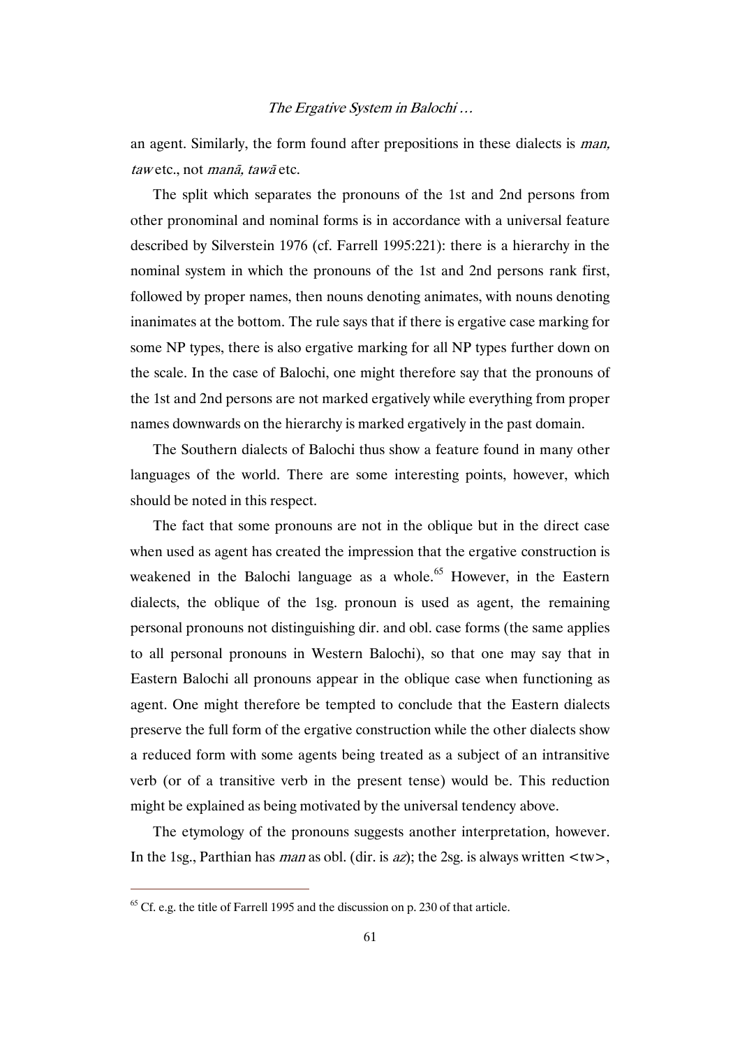an agent. Similarly, the form found after prepositions in these dialects is *man, taw* etc., not *manā, tawā* etc.

The split which separates the pronouns of the 1st and 2nd persons from other pronominal and nominal forms is in accordance with a universal feature described by Silverstein 1976 (cf. Farrell 1995:221): there is a hierarchy in the nominal system in which the pronouns of the 1st and 2nd persons rank first, followed by proper names, then nouns denoting animates, with nouns denoting inanimates at the bottom. The rule says that if there is ergative case marking for some NP types, there is also ergative marking for all NP types further down on the scale. In the case of Balochi, one might therefore say that the pronouns of the 1st and 2nd persons are not marked ergatively while everything from proper names downwards on the hierarchy is marked ergatively in the past domain.

The Southern dialects of Balochi thus show a feature found in many other languages of the world. There are some interesting points, however, which should be noted in this respect.

The fact that some pronouns are not in the oblique but in the direct case when used as agent has created the impression that the ergative construction is weakened in the Balochi language as a whole.[65] However, in the Eastern dialects, the oblique of the 1sg. pronoun is used as agent, the remaining personal pronouns not distinguishing dir. and obl. case forms (the same applies to all personal pronouns in Western Balochi), so that one may say that in Eastern Balochi all pronouns appear in the oblique case when functioning as agent. One might therefore be tempted to conclude that the Eastern dialects preserve the full form of the ergative construction while the other dialects show a reduced form with some agents being treated as a subject of an intransitive verb (or of a transitive verb in the present tense) would be. This reduction might be explained as being motivated by the universal tendency above.

The etymology of the pronouns suggests another interpretation, however. In the 1sg., Parthian has *man* as obl. (dir. is *az*); the 2sg. is always written <tw>,

[65] Cf. e.g. the title of Farrell 1995 and the discussion on p. 230 of that article.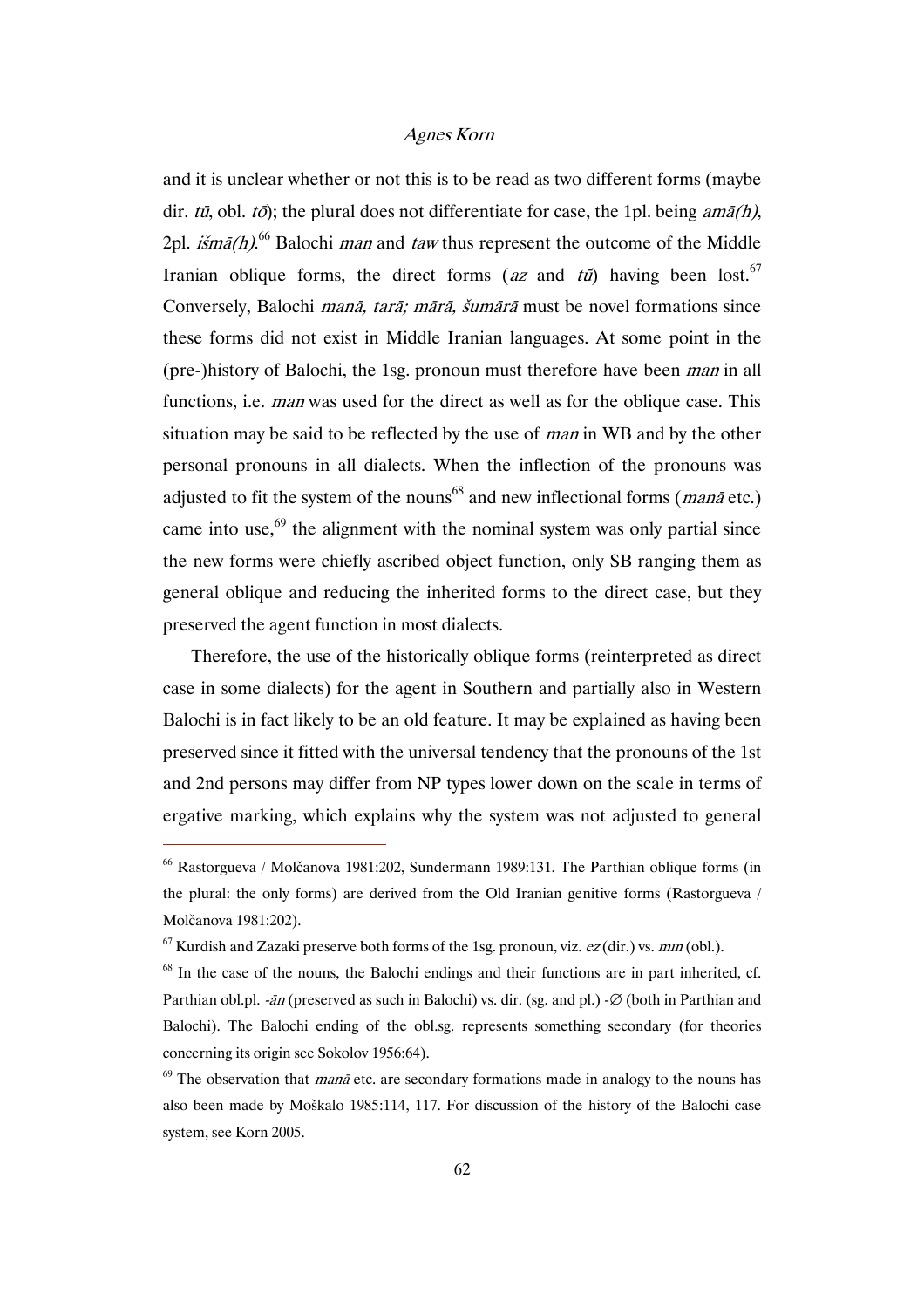and it is unclear whether or not this is to be read as two different forms (maybe dir. *tū*, obl. *tō*); the plural does not differentiate for case, the 1pl. being *amā(h)*, 2pl. *išmā(h)*.[66] Balochi *man* and *taw* thus represent the outcome of the Middle Iranian oblique forms, the direct forms (*az* and *tū*) having been lost.[67] Conversely, Balochi *manā, tarā; mārā, šumārā* must be novel formations since these forms did not exist in Middle Iranian languages. At some point in the (pre-)history of Balochi, the 1sg. pronoun must therefore have been *man* in all functions, i.e. *man* was used for the direct as well as for the oblique case. This situation may be said to be reflected by the use of *man* in WB and by the other personal pronouns in all dialects. When the inflection of the pronouns was adjusted to fit the system of the nouns[68] and new inflectional forms (*manā* etc.) came into use,[69] the alignment with the nominal system was only partial since the new forms were chiefly ascribed object function, only SB ranging them as general oblique and reducing the inherited forms to the direct case, but they preserved the agent function in most dialects.

Therefore, the use of the historically oblique forms (reinterpreted as direct case in some dialects) for the agent in Southern and partially also in Western Balochi is in fact likely to be an old feature. It may be explained as having been preserved since it fitted with the universal tendency that the pronouns of the 1st and 2nd persons may differ from NP types lower down on the scale in terms of ergative marking, which explains why the system was not adjusted to general

---

[66] Rastorgueva / Molčanova 1981:202, Sundermann 1989:131. The Parthian oblique forms (in the plural: the only forms) are derived from the Old Iranian genitive forms (Rastorgueva / Molčanova 1981:202).

[67] Kurdish and Zazaki preserve both forms of the 1sg. pronoun, viz. *ez* (dir.) vs. *mın* (obl.).

[68] In the case of the nouns, the Balochi endings and their functions are in part inherited, cf. Parthian obl.pl. *-ān* (preserved as such in Balochi) vs. dir. (sg. and pl.) -∅ (both in Parthian and Balochi). The Balochi ending of the obl.sg. represents something secondary (for theories concerning its origin see Sokolov 1956:64).

[69] The observation that *manā* etc. are secondary formations made in analogy to the nouns has also been made by Moškalo 1985:114, 117. For discussion of the history of the Balochi case system, see Korn 2005.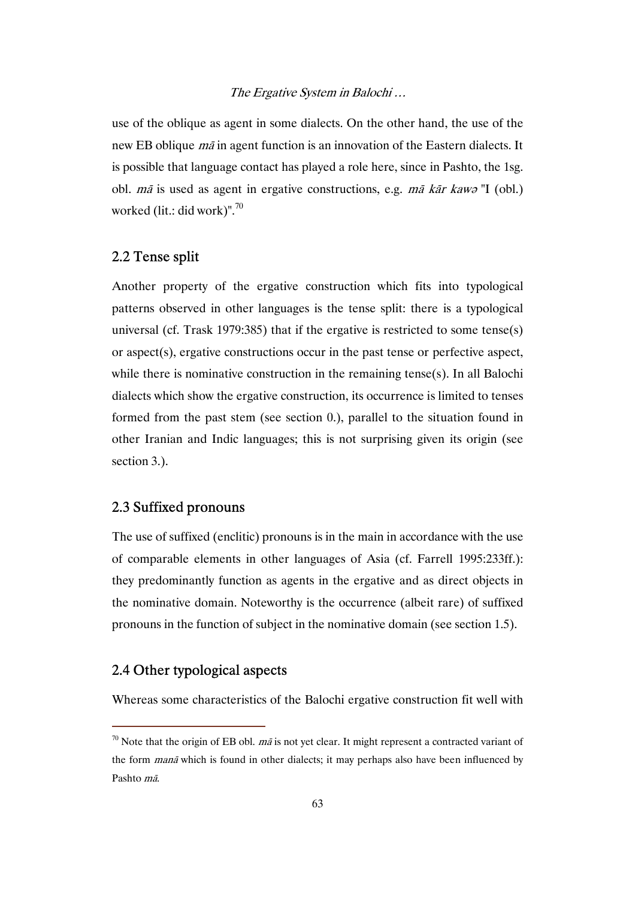use of the oblique as agent in some dialects. On the other hand, the use of the new EB oblique *mā* in agent function is an innovation of the Eastern dialects. It is possible that language contact has played a role here, since in Pashto, the 1sg. obl. *mā* is used as agent in ergative constructions, e.g. *mā kār kawə* "I (obl.) worked (lit.: did work)".[70]

## 2.2 Tense split

Another property of the ergative construction which fits into typological patterns observed in other languages is the tense split: there is a typological universal (cf. Trask 1979:385) that if the ergative is restricted to some tense(s) or aspect(s), ergative constructions occur in the past tense or perfective aspect, while there is nominative construction in the remaining tense(s). In all Balochi dialects which show the ergative construction, its occurrence is limited to tenses formed from the past stem (see section 0.), parallel to the situation found in other Iranian and Indic languages; this is not surprising given its origin (see section 3.).

## 2.3 Suffixed pronouns

The use of suffixed (enclitic) pronouns is in the main in accordance with the use of comparable elements in other languages of Asia (cf. Farrell 1995:233ff.): they predominantly function as agents in the ergative and as direct objects in the nominative domain. Noteworthy is the occurrence (albeit rare) of suffixed pronouns in the function of subject in the nominative domain (see section 1.5).

## 2.4 Other typological aspects

Whereas some characteristics of the Balochi ergative construction fit well with

---

[70] Note that the origin of EB obl. *mā* is not yet clear. It might represent a contracted variant of the form *manā* which is found in other dialects; it may perhaps also have been influenced by Pashto *mā*.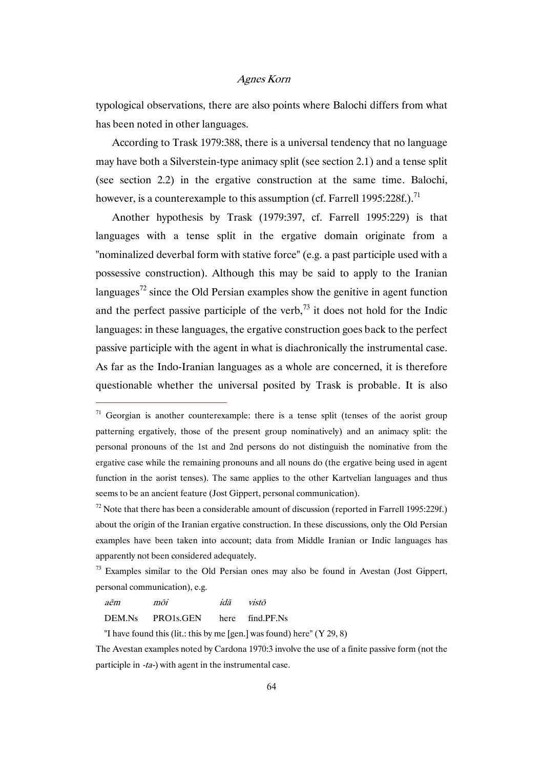typological observations, there are also points where Balochi differs from what has been noted in other languages.

According to Trask 1979:388, there is a universal tendency that no language may have both a Silverstein-type animacy split (see section 2.1) and a tense split (see section 2.2) in the ergative construction at the same time. Balochi, however, is a counterexample to this assumption (cf. Farrell 1995:228f.).[71]

Another hypothesis by Trask (1979:397, cf. Farrell 1995:229) is that languages with a tense split in the ergative domain originate from a "nominalized deverbal form with stative force" (e.g. a past participle used with a possessive construction). Although this may be said to apply to the Iranian languages[72] since the Old Persian examples show the genitive in agent function and the perfect passive participle of the verb,[73] it does not hold for the Indic languages: in these languages, the ergative construction goes back to the perfect passive participle with the agent in what is diachronically the instrumental case. As far as the Indo-Iranian languages as a whole are concerned, it is therefore questionable whether the universal posited by Trask is probable. It is also

---

[71] Georgian is another counterexample: there is a tense split (tenses of the aorist group patterning ergatively, those of the present group nominatively) and an animacy split: the personal pronouns of the 1st and 2nd persons do not distinguish the nominative from the ergative case while the remaining pronouns and all nouns do (the ergative being used in agent function in the aorist tenses). The same applies to the other Kartvelian languages and thus seems to be an ancient feature (Jost Gippert, personal communication).

[72] Note that there has been a considerable amount of discussion (reported in Farrell 1995:229f.) about the origin of the Iranian ergative construction. In these discussions, only the Old Persian examples have been taken into account; data from Middle Iranian or Indic languages has apparently not been considered adequately.

[73] Examples similar to the Old Persian ones may also be found in Avestan (Jost Gippert, personal communication), e.g.

| *aēm* | *mōi* | *idā* | *vistō* |
|---|---|---|---|
| DEM.Ns | PRO1s.GEN | here | find.PF.Ns |

"I have found this (lit.: this by me [gen.] was found) here" (Y 29, 8)

The Avestan examples noted by Cardona 1970:3 involve the use of a finite passive form (not the participle in *-ta-*) with agent in the instrumental case.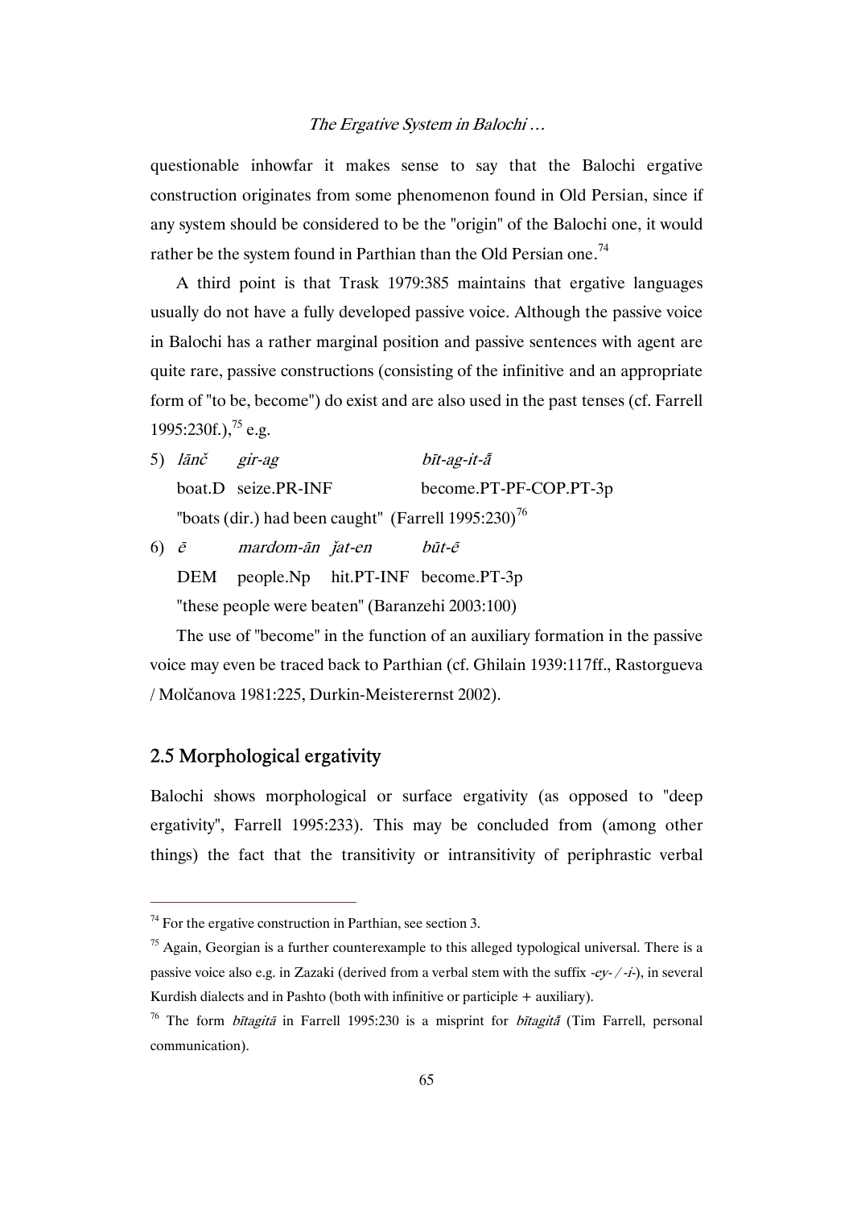questionable inhowfar it makes sense to say that the Balochi ergative construction originates from some phenomenon found in Old Persian, since if any system should be considered to be the "origin" of the Balochi one, it would rather be the system found in Parthian than the Old Persian one.[74]

A third point is that Trask 1979:385 maintains that ergative languages usually do not have a fully developed passive voice. Although the passive voice in Balochi has a rather marginal position and passive sentences with agent are quite rare, passive constructions (consisting of the infinitive and an appropriate form of "to be, become") do exist and are also used in the past tenses (cf. Farrell 1995:230f.),[75] e.g.

5) *lānč* *gir-ag* *bīt-ag-it-ā̃*
   boat.D seize.PR-INF become.PT-PF-COP.PT-3p
   "boats (dir.) had been caught" (Farrell 1995:230)[76]

6) *ē* *mardom-ān* *ǰat-en* *būt-ē*
   DEM people.Np hit.PT-INF become.PT-3p
   "these people were beaten" (Baranzehi 2003:100)

The use of "become" in the function of an auxiliary formation in the passive voice may even be traced back to Parthian (cf. Ghilain 1939:117ff., Rastorgueva / Molčanova 1981:225, Durkin-Meisterernst 2002).

## 2.5 Morphological ergativity

Balochi shows morphological or surface ergativity (as opposed to "deep ergativity", Farrell 1995:233). This may be concluded from (among other things) the fact that the transitivity or intransitivity of periphrastic verbal

---

[74] For the ergative construction in Parthian, see section 3.

[75] Again, Georgian is a further counterexample to this alleged typological universal. There is a passive voice also e.g. in Zazaki (derived from a verbal stem with the suffix *-ey- / -i-*), in several Kurdish dialects and in Pashto (both with infinitive or participle + auxiliary).

[76] The form *bītagitā* in Farrell 1995:230 is a misprint for *bītagitā̃* (Tim Farrell, personal communication).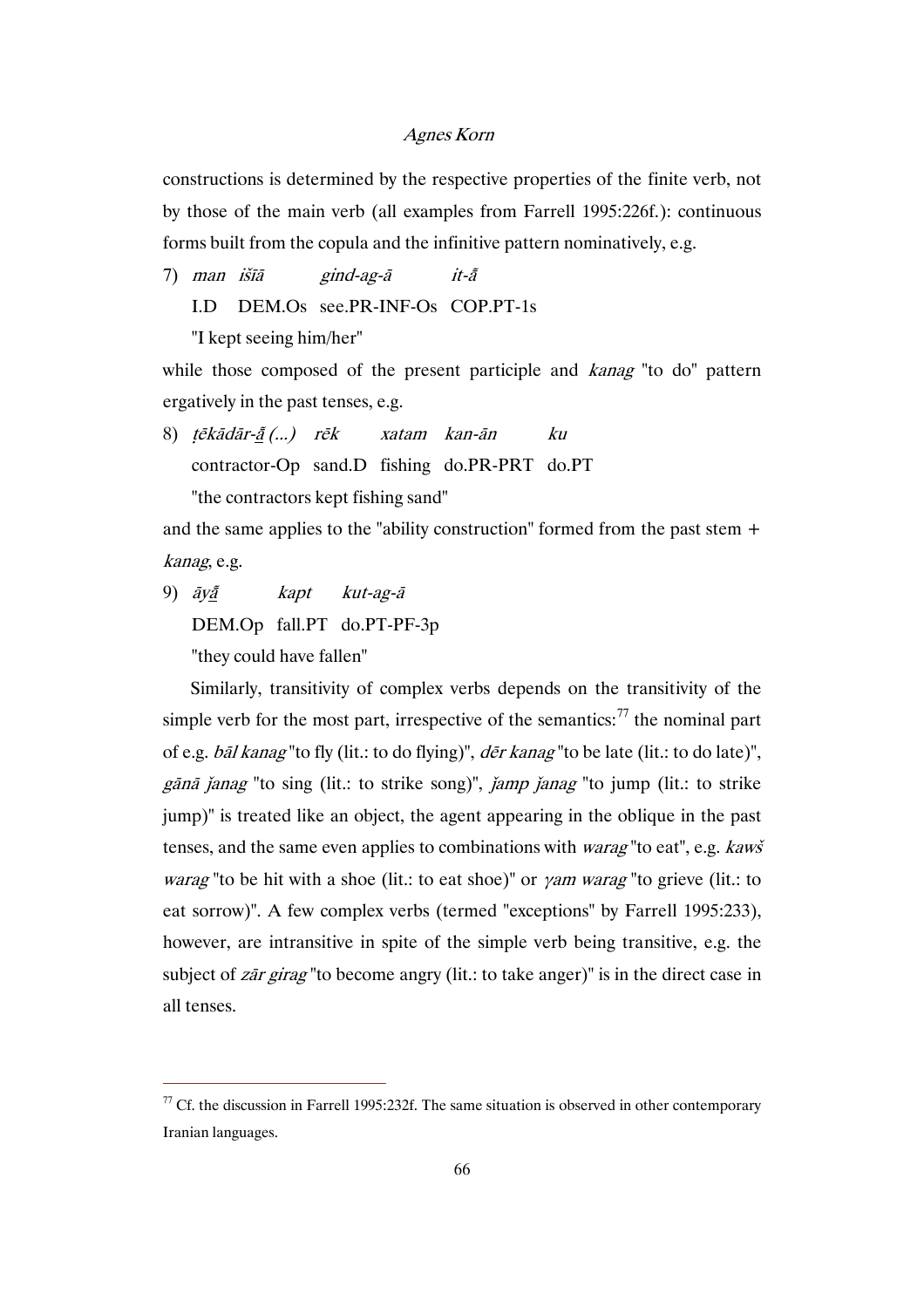constructions is determined by the respective properties of the finite verb, not by those of the main verb (all examples from Farrell 1995:226f.): continuous forms built from the copula and the infinitive pattern nominatively, e.g.

7) *man išīā gind-ag-ā it-ā̃*
   I.D DEM.Os see.PR-INF-Os COP.PT-1s
   "I kept seeing him/her"

while those composed of the present participle and *kanag* "to do" pattern ergatively in the past tenses, e.g.

8) *ṭēkādār-ā̃ (...) rēk xatam kan-ān ku*
   contractor-Op sand.D fishing do.PR-PRT do.PT
   "the contractors kept fishing sand"

and the same applies to the "ability construction" formed from the past stem + *kanag*, e.g.

9) *āyā̃ kapt kut-ag-ā*
   DEM.Op fall.PT do.PT-PF-3p
   "they could have fallen"

Similarly, transitivity of complex verbs depends on the transitivity of the simple verb for the most part, irrespective of the semantics:[77] the nominal part of e.g. *bāl kanag* "to fly (lit.: to do flying)", *dēr kanag* "to be late (lit.: to do late)", *gānā ǰanag* "to sing (lit.: to strike song)", *ǰamp ǰanag* "to jump (lit.: to strike jump)" is treated like an object, the agent appearing in the oblique in the past tenses, and the same even applies to combinations with *warag* "to eat", e.g. *kawš warag* "to be hit with a shoe (lit.: to eat shoe)" or *γam warag* "to grieve (lit.: to eat sorrow)". A few complex verbs (termed "exceptions" by Farrell 1995:233), however, are intransitive in spite of the simple verb being transitive, e.g. the subject of *zār girag* "to become angry (lit.: to take anger)" is in the direct case in all tenses.

---

[77] Cf. the discussion in Farrell 1995:232f. The same situation is observed in other contemporary Iranian languages.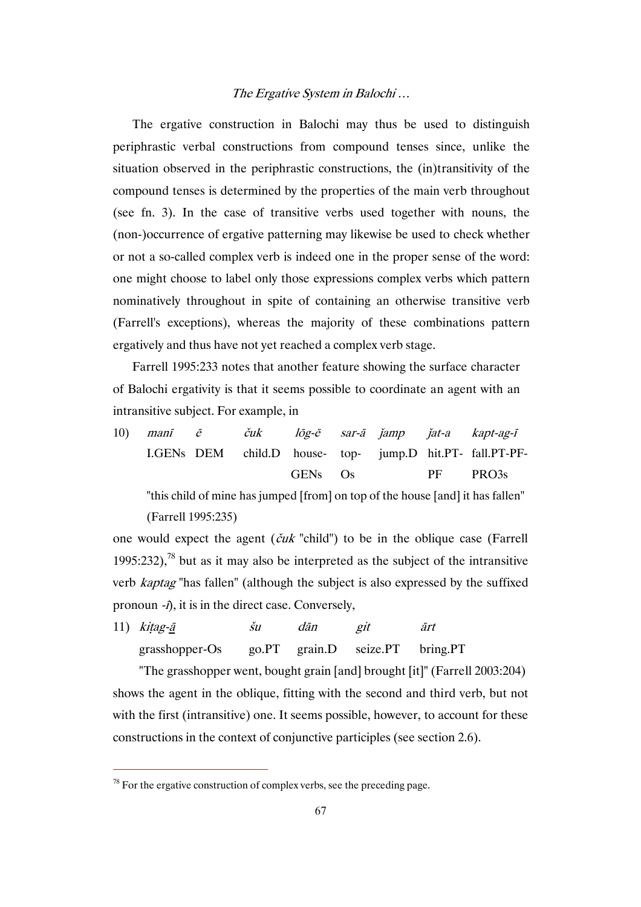The ergative construction in Balochi may thus be used to distinguish periphrastic verbal constructions from compound tenses since, unlike the situation observed in the periphrastic constructions, the (in)transitivity of the compound tenses is determined by the properties of the main verb throughout (see fn. 3). In the case of transitive verbs used together with nouns, the (non-)occurrence of ergative patterning may likewise be used to check whether or not a so-called complex verb is indeed one in the proper sense of the word: one might choose to label only those expressions complex verbs which pattern nominatively throughout in spite of containing an otherwise transitive verb (Farrell's exceptions), whereas the majority of these combinations pattern ergatively and thus have not yet reached a complex verb stage.

Farrell 1995:233 notes that another feature showing the surface character of Balochi ergativity is that it seems possible to coordinate an agent with an intransitive subject. For example, in

| 10) | *manī* | *ē* | *čuk* | *lōg-ē* | *sar-ā* | *ǰamp* | *ǰat-a* | *kapt-ag-ī* |
|---|---|---|---|---|---|---|---|---|
| | I.GENs | DEM | child.D | house-GENs | top-Os | jump.D | hit.PT-PF | fall.PT-PF-PRO3s |

"this child of mine has jumped [from] on top of the house [and] it has fallen" (Farrell 1995:235)

one would expect the agent (*čuk* "child") to be in the oblique case (Farrell 1995:232),[78] but as it may also be interpreted as the subject of the intransitive verb *kaptag* "has fallen" (although the subject is also expressed by the suffixed pronoun *-ī*), it is in the direct case. Conversely,

| 11) | *kiṭag-ā̲* | *šu* | *dān* | *git* | *ārt* |
|---|---|---|---|---|---|
| | grasshopper-Os | go.PT | grain.D | seize.PT | bring.PT |

"The grasshopper went, bought grain [and] brought [it]" (Farrell 2003:204)

shows the agent in the oblique, fitting with the second and third verb, but not with the first (intransitive) one. It seems possible, however, to account for these constructions in the context of conjunctive participles (see section 2.6).

[78] For the ergative construction of complex verbs, see the preceding page.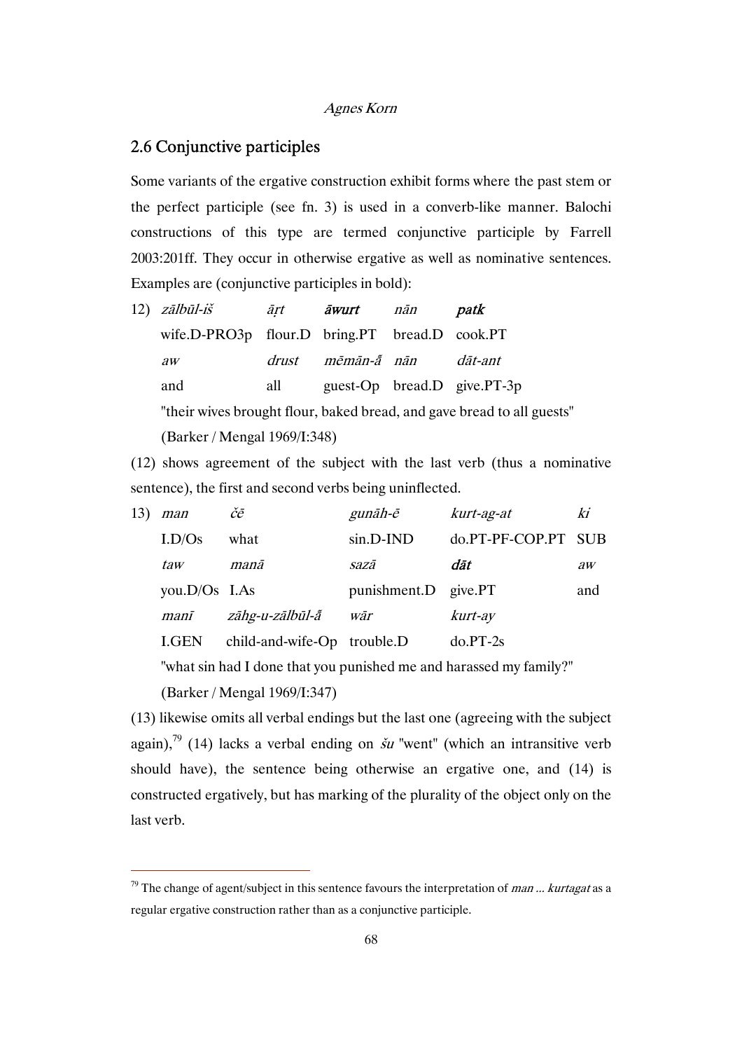## 2.6 Conjunctive participles

Some variants of the ergative construction exhibit forms where the past stem or the perfect participle (see fn. 3) is used in a converb-like manner. Balochi constructions of this type are termed conjunctive participle by Farrell 2003:201ff. They occur in otherwise ergative as well as nominative sentences. Examples are (conjunctive participles in bold):

12)

| *zālbūl-iš* | *āṛt* | ***āwurt*** | *nān* | ***patk*** |
|---|---|---|---|---|
| wife.D-PRO3p | flour.D | bring.PT | bread.D | cook.PT |
| *aw* | *drust* | *mēmān-ā̃* | *nān* | *dāt-ant* |
| and | all | guest-Op | bread.D | give.PT-3p |

"their wives brought flour, baked bread, and gave bread to all guests" (Barker / Mengal 1969/I:348)

(12) shows agreement of the subject with the last verb (thus a nominative sentence), the first and second verbs being uninflected.

13)

| *man* | *čē* | *gunāh-ē* | *kurt-ag-at* | *ki* |
|---|---|---|---|---|
| I.D/Os | what | sin.D-IND | do.PT-PF-COP.PT | SUB |
| *taw* | *manā* | *sazā* | ***dāt*** | *aw* |
| you.D/Os | I.As | punishment.D | give.PT | and |
| *manī* | *zāhg-u-zālbūl-ā̃* | *wār* | *kurt-ay* | |
| I.GEN | child-and-wife-Op | trouble.D | do.PT-2s | |

"what sin had I done that you punished me and harassed my family?" (Barker / Mengal 1969/I:347)

(13) likewise omits all verbal endings but the last one (agreeing with the subject again),[79] (14) lacks a verbal ending on *šu* "went" (which an intransitive verb should have), the sentence being otherwise an ergative one, and (14) is constructed ergatively, but has marking of the plurality of the object only on the last verb.

[79] The change of agent/subject in this sentence favours the interpretation of *man ... kurtagat* as a regular ergative construction rather than as a conjunctive participle.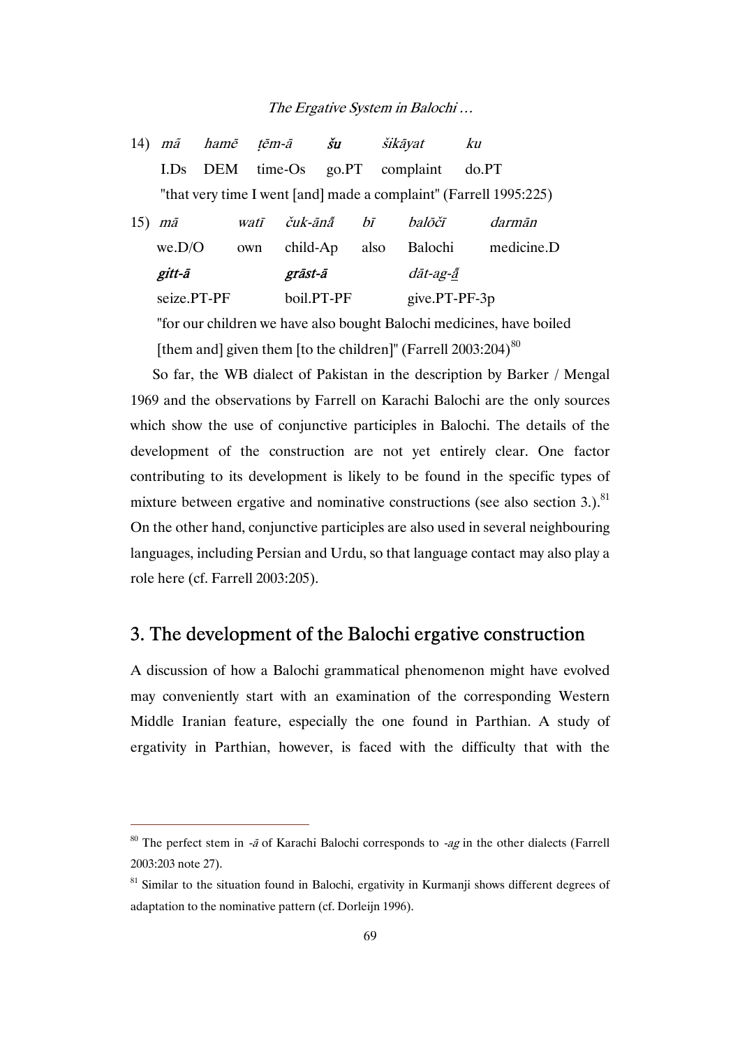14) *mā hamē ṭēm-ā* ***šu*** *šikāyat ku*
I.Ds DEM time-Os go.PT complaint do.PT
"that very time I went [and] made a complaint" (Farrell 1995:225)

15) *mā watī čuk-ānā̃ bī balōčī darmān*
we.D/O own child-Ap also Balochi medicine.D
***gitt-ā*** ***grāst-ā*** *dāt-ag-ā̃*
seize.PT-PF boil.PT-PF give.PT-PF-3p
"for our children we have also bought Balochi medicines, have boiled [them and] given them [to the children]" (Farrell 2003:204)[80]

So far, the WB dialect of Pakistan in the description by Barker / Mengal 1969 and the observations by Farrell on Karachi Balochi are the only sources which show the use of conjunctive participles in Balochi. The details of the development of the construction are not yet entirely clear. One factor contributing to its development is likely to be found in the specific types of mixture between ergative and nominative constructions (see also section 3.).[81] On the other hand, conjunctive participles are also used in several neighbouring languages, including Persian and Urdu, so that language contact may also play a role here (cf. Farrell 2003:205).

## 3. The development of the Balochi ergative construction

A discussion of how a Balochi grammatical phenomenon might have evolved may conveniently start with an examination of the corresponding Western Middle Iranian feature, especially the one found in Parthian. A study of ergativity in Parthian, however, is faced with the difficulty that with the

---

[80] The perfect stem in *-ā* of Karachi Balochi corresponds to *-ag* in the other dialects (Farrell 2003:203 note 27).

[81] Similar to the situation found in Balochi, ergativity in Kurmanji shows different degrees of adaptation to the nominative pattern (cf. Dorleijn 1996).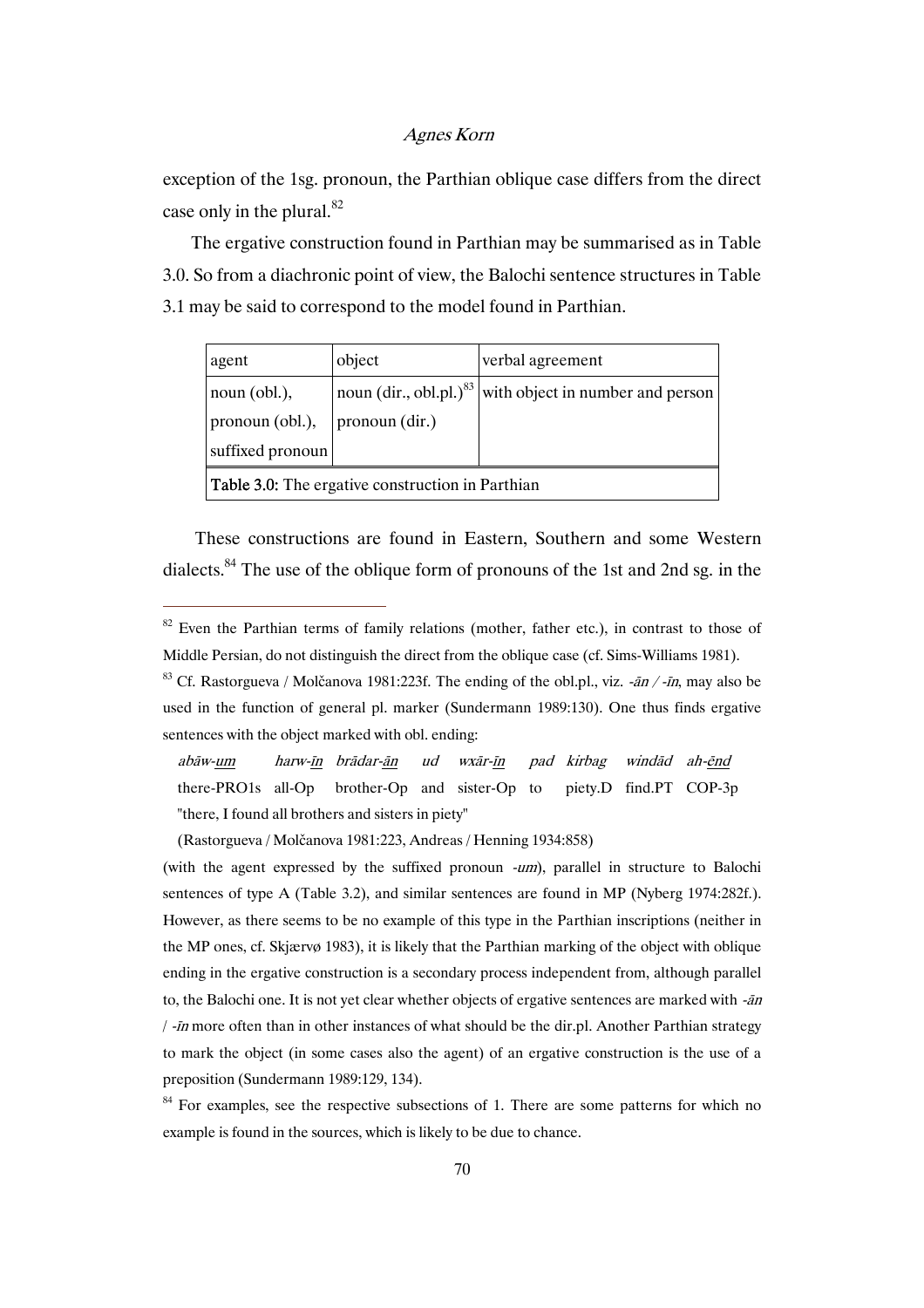exception of the 1sg. pronoun, the Parthian oblique case differs from the direct case only in the plural.[82]

The ergative construction found in Parthian may be summarised as in Table 3.0. So from a diachronic point of view, the Balochi sentence structures in Table 3.1 may be said to correspond to the model found in Parthian.

| agent | object | verbal agreement |
|---|---|---|
| noun (obl.), pronoun (obl.), suffixed pronoun | noun (dir., obl.pl.)[83] pronoun (dir.) | with object in number and person |

**Table 3.0:** The ergative construction in Parthian

These constructions are found in Eastern, Southern and some Western dialects.[84] The use of the oblique form of pronouns of the 1st and 2nd sg. in the

---

[82] Even the Parthian terms of family relations (mother, father etc.), in contrast to those of Middle Persian, do not distinguish the direct from the oblique case (cf. Sims-Williams 1981).

[83] Cf. Rastorgueva / Molčanova 1981:223f. The ending of the obl.pl., viz. *-ān / -īn*, may also be used in the function of general pl. marker (Sundermann 1989:130). One thus finds ergative sentences with the object marked with obl. ending:

| *abāw-um* | *harw-īn* | *brādar-ān* | *ud* | *wxār-īn* | *pad* | *kirbag* | *windād* | *ah-ēnd* |
|---|---|---|---|---|---|---|---|---|
| there-PRO1s | all-Op | brother-Op | and | sister-Op | to | piety.D | find.PT | COP-3p |

"there, I found all brothers and sisters in piety"

(Rastorgueva / Molčanova 1981:223, Andreas / Henning 1934:858)

(with the agent expressed by the suffixed pronoun *-um*), parallel in structure to Balochi sentences of type A (Table 3.2), and similar sentences are found in MP (Nyberg 1974:282f.). However, as there seems to be no example of this type in the Parthian inscriptions (neither in the MP ones, cf. Skjærvø 1983), it is likely that the Parthian marking of the object with oblique ending in the ergative construction is a secondary process independent from, although parallel to, the Balochi one. It is not yet clear whether objects of ergative sentences are marked with *-ān / -īn* more often than in other instances of what should be the dir.pl. Another Parthian strategy to mark the object (in some cases also the agent) of an ergative construction is the use of a preposition (Sundermann 1989:129, 134).

[84] For examples, see the respective subsections of 1. There are some patterns for which no example is found in the sources, which is likely to be due to chance.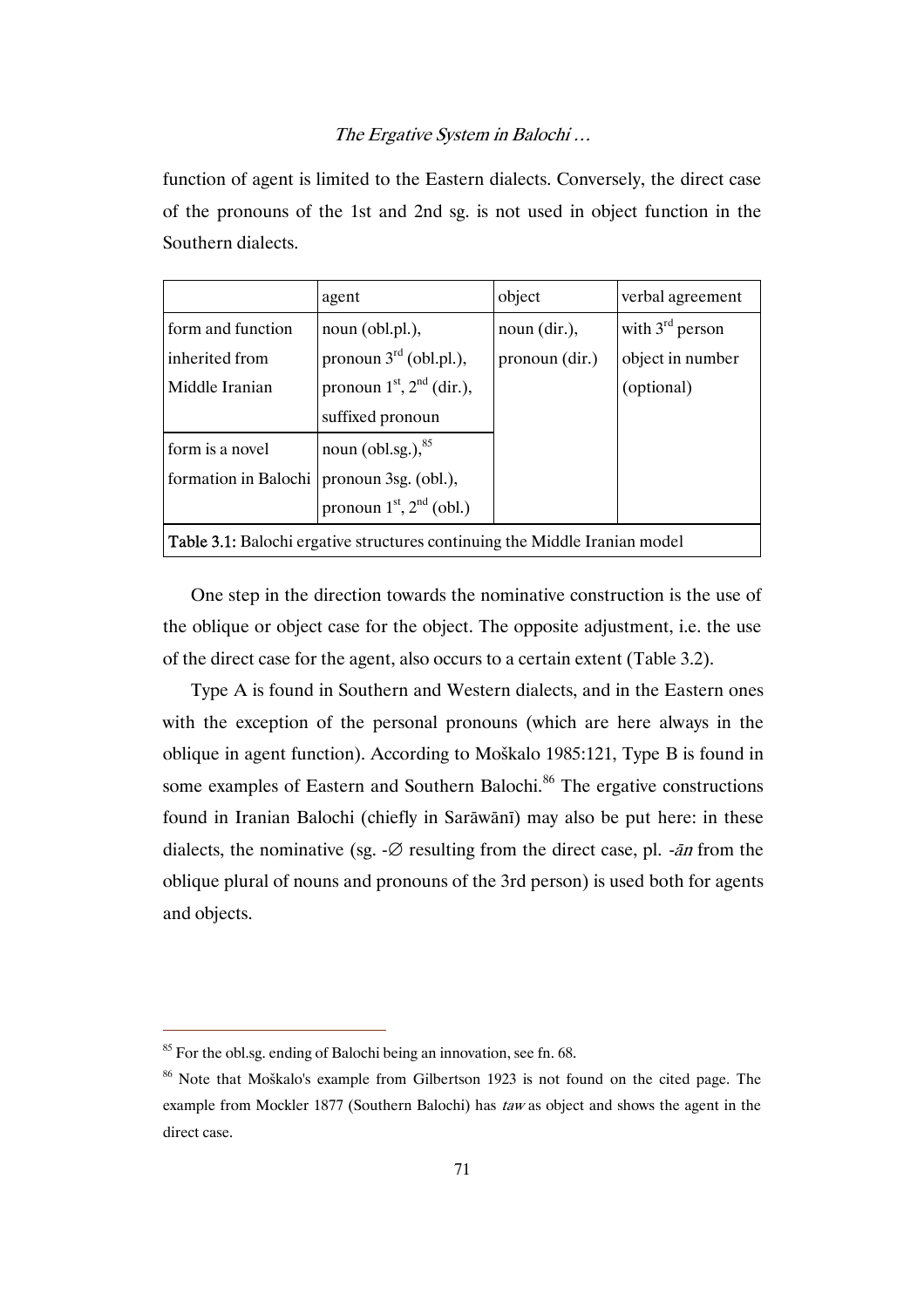function of agent is limited to the Eastern dialects. Conversely, the direct case of the pronouns of the 1st and 2nd sg. is not used in object function in the Southern dialects.

| | agent | object | verbal agreement |
|---|---|---|---|
| form and function inherited from Middle Iranian | noun (obl.pl.), pronoun 3rd (obl.pl.), pronoun 1st, 2nd (dir.), suffixed pronoun | noun (dir.), pronoun (dir.) | with 3rd person object in number (optional) |
| form is a novel formation in Balochi | noun (obl.sg.),[85] pronoun 3sg. (obl.), pronoun 1st, 2nd (obl.) | | |

**Table 3.1:** Balochi ergative structures continuing the Middle Iranian model

One step in the direction towards the nominative construction is the use of the oblique or object case for the object. The opposite adjustment, i.e. the use of the direct case for the agent, also occurs to a certain extent (Table 3.2).

Type A is found in Southern and Western dialects, and in the Eastern ones with the exception of the personal pronouns (which are here always in the oblique in agent function). According to Moškalo 1985:121, Type B is found in some examples of Eastern and Southern Balochi.[86] The ergative constructions found in Iranian Balochi (chiefly in Sarāwānī) may also be put here: in these dialects, the nominative (sg. -∅ resulting from the direct case, pl. *-ān* from the oblique plural of nouns and pronouns of the 3rd person) is used both for agents and objects.

---

[85] For the obl.sg. ending of Balochi being an innovation, see fn. 68.

[86] Note that Moškalo's example from Gilbertson 1923 is not found on the cited page. The example from Mockler 1877 (Southern Balochi) has *taw* as object and shows the agent in the direct case.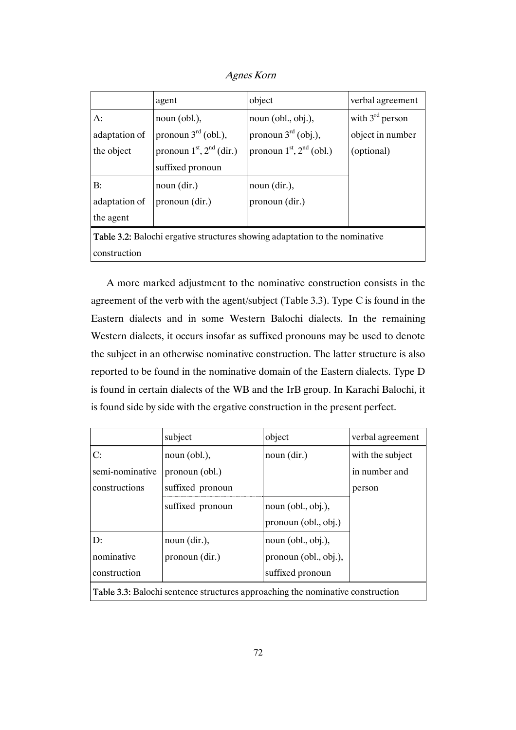|  | agent | object | verbal agreement |
| --- | --- | --- | --- |
| A: adaptation of the object | noun (obl.), pronoun $3^{rd}$ (obl.), pronoun $1^{st}$, $2^{nd}$ (dir.) suffixed pronoun | noun (obl., obj.), pronoun $3^{rd}$ (obj.), pronoun $1^{st}$, $2^{nd}$ (obl.) | with $3^{rd}$ person object in number (optional) |
| B: adaptation of the agent | noun (dir.) pronoun (dir.) | noun (dir.), pronoun (dir.) |  |

**Table 3.2:** Balochi ergative structures showing adaptation to the nominative construction

A more marked adjustment to the nominative construction consists in the agreement of the verb with the agent/subject (Table 3.3). Type C is found in the Eastern dialects and in some Western Balochi dialects. In the remaining Western dialects, it occurs insofar as suffixed pronouns may be used to denote the subject in an otherwise nominative construction. The latter structure is also reported to be found in the nominative domain of the Eastern dialects. Type D is found in certain dialects of the WB and the IrB group. In Karachi Balochi, it is found side by side with the ergative construction in the present perfect.

|  | subject | object | verbal agreement |
| --- | --- | --- | --- |
| C: semi-nominative constructions | noun (obl.), pronoun (obl.) suffixed pronoun | noun (dir.) | with the subject in number and person |
|  | suffixed pronoun | noun (obl., obj.), pronoun (obl., obj.) |  |
| D: nominative construction | noun (dir.), pronoun (dir.) | noun (obl., obj.), pronoun (obl., obj.), suffixed pronoun |  |

**Table 3.3:** Balochi sentence structures approaching the nominative construction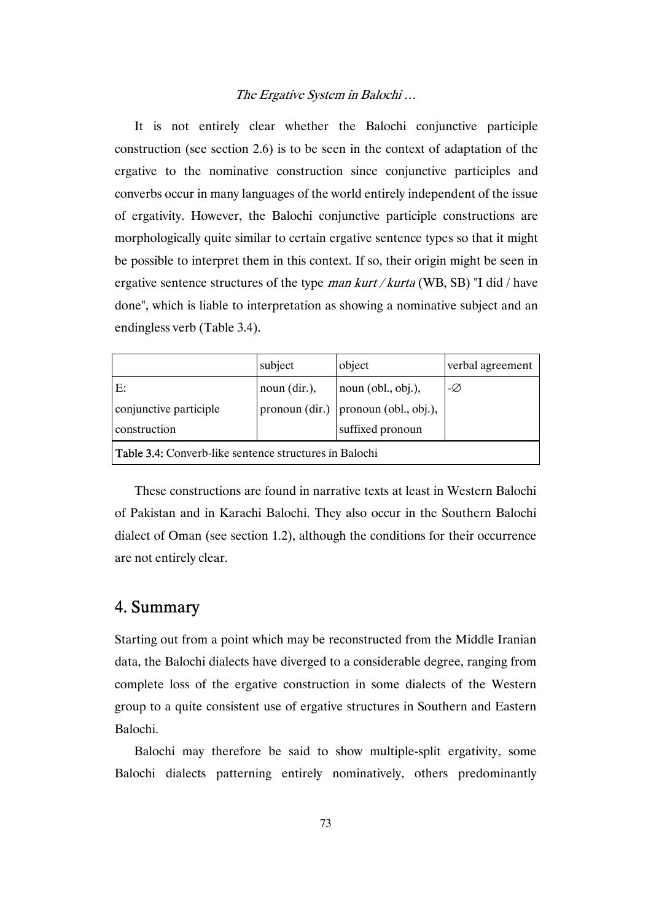It is not entirely clear whether the Balochi conjunctive participle construction (see section 2.6) is to be seen in the context of adaptation of the ergative to the nominative construction since conjunctive participles and converbs occur in many languages of the world entirely independent of the issue of ergativity. However, the Balochi conjunctive participle constructions are morphologically quite similar to certain ergative sentence types so that it might be possible to interpret them in this context. If so, their origin might be seen in ergative sentence structures of the type *man kurt / kurta* (WB, SB) "I did / have done", which is liable to interpretation as showing a nominative subject and an endingless verb (Table 3.4).

| | subject | object | verbal agreement |
|---|---|---|---|
| E: conjunctive participle construction | noun (dir.), pronoun (dir.) | noun (obl., obj.), pronoun (obl., obj.), suffixed pronoun | -∅ |

**Table 3.4:** Converb-like sentence structures in Balochi

These constructions are found in narrative texts at least in Western Balochi of Pakistan and in Karachi Balochi. They also occur in the Southern Balochi dialect of Oman (see section 1.2), although the conditions for their occurrence are not entirely clear.

## 4. Summary

Starting out from a point which may be reconstructed from the Middle Iranian data, the Balochi dialects have diverged to a considerable degree, ranging from complete loss of the ergative construction in some dialects of the Western group to a quite consistent use of ergative structures in Southern and Eastern Balochi.

Balochi may therefore be said to show multiple-split ergativity, some Balochi dialects patterning entirely nominatively, others predominantly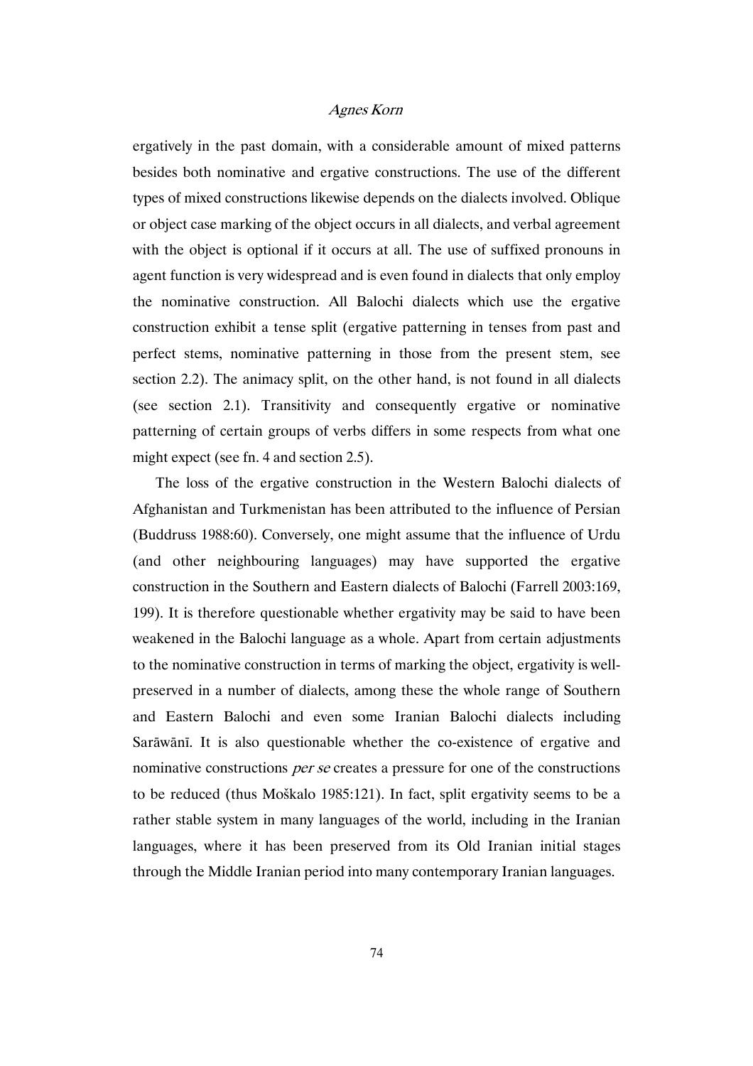ergatively in the past domain, with a considerable amount of mixed patterns besides both nominative and ergative constructions. The use of the different types of mixed constructions likewise depends on the dialects involved. Oblique or object case marking of the object occurs in all dialects, and verbal agreement with the object is optional if it occurs at all. The use of suffixed pronouns in agent function is very widespread and is even found in dialects that only employ the nominative construction. All Balochi dialects which use the ergative construction exhibit a tense split (ergative patterning in tenses from past and perfect stems, nominative patterning in those from the present stem, see section 2.2). The animacy split, on the other hand, is not found in all dialects (see section 2.1). Transitivity and consequently ergative or nominative patterning of certain groups of verbs differs in some respects from what one might expect (see fn. 4 and section 2.5).

The loss of the ergative construction in the Western Balochi dialects of Afghanistan and Turkmenistan has been attributed to the influence of Persian (Buddruss 1988:60). Conversely, one might assume that the influence of Urdu (and other neighbouring languages) may have supported the ergative construction in the Southern and Eastern dialects of Balochi (Farrell 2003:169, 199). It is therefore questionable whether ergativity may be said to have been weakened in the Balochi language as a whole. Apart from certain adjustments to the nominative construction in terms of marking the object, ergativity is well-preserved in a number of dialects, among these the whole range of Southern and Eastern Balochi and even some Iranian Balochi dialects including Sarāwānī. It is also questionable whether the co-existence of ergative and nominative constructions *per se* creates a pressure for one of the constructions to be reduced (thus Moškalo 1985:121). In fact, split ergativity seems to be a rather stable system in many languages of the world, including in the Iranian languages, where it has been preserved from its Old Iranian initial stages through the Middle Iranian period into many contemporary Iranian languages.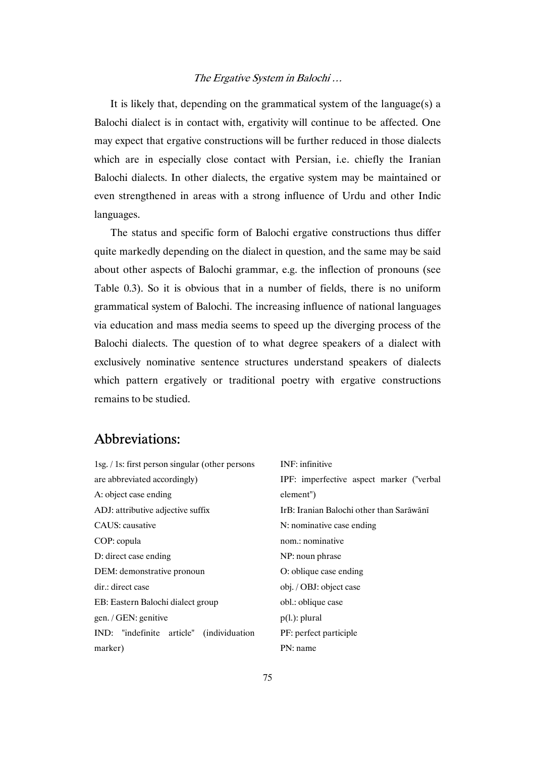It is likely that, depending on the grammatical system of the language(s) a Balochi dialect is in contact with, ergativity will continue to be affected. One may expect that ergative constructions will be further reduced in those dialects which are in especially close contact with Persian, i.e. chiefly the Iranian Balochi dialects. In other dialects, the ergative system may be maintained or even strengthened in areas with a strong influence of Urdu and other Indic languages.

The status and specific form of Balochi ergative constructions thus differ quite markedly depending on the dialect in question, and the same may be said about other aspects of Balochi grammar, e.g. the inflection of pronouns (see Table 0.3). So it is obvious that in a number of fields, there is no uniform grammatical system of Balochi. The increasing influence of national languages via education and mass media seems to speed up the diverging process of the Balochi dialects. The question of to what degree speakers of a dialect with exclusively nominative sentence structures understand speakers of dialects which pattern ergatively or traditional poetry with ergative constructions remains to be studied.

## Abbreviations:

1sg. / 1s: first person singular (other persons are abbreviated accordingly)
A: object case ending
ADJ: attributive adjective suffix
CAUS: causative
COP: copula
D: direct case ending
DEM: demonstrative pronoun
dir.: direct case
EB: Eastern Balochi dialect group
gen. / GEN: genitive
IND: "indefinite article" (individuation marker)
INF: infinitive
IPF: imperfective aspect marker ("verbal element")
IrB: Iranian Balochi other than Sarāwānī
N: nominative case ending
nom.: nominative
NP: noun phrase
O: oblique case ending
obj. / OBJ: object case
obl.: oblique case
p(l.): plural
PF: perfect participle
PN: name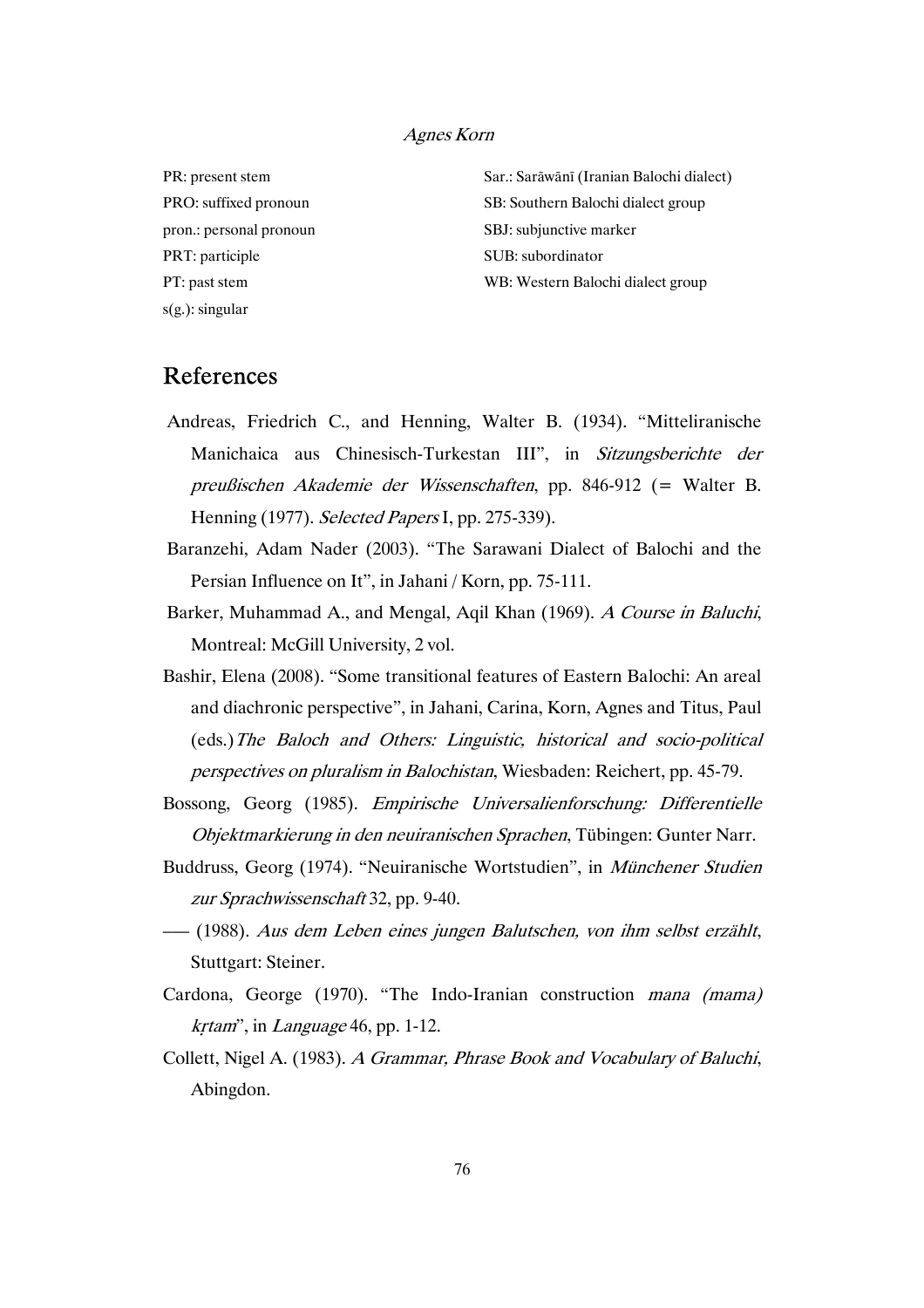PR: present stem
PRO: suffixed pronoun
pron.: personal pronoun
PRT: participle
PT: past stem
s(g.): singular
Sar.: Sarāwānī (Iranian Balochi dialect)
SB: Southern Balochi dialect group
SBJ: subjunctive marker
SUB: subordinator
WB: Western Balochi dialect group

## References

Andreas, Friedrich C., and Henning, Walter B. (1934). "Mitteliranische Manichaica aus Chinesisch-Turkestan III", in *Sitzungsberichte der preußischen Akademie der Wissenschaften*, pp. 846-912 (= Walter B. Henning (1977). *Selected Papers* I, pp. 275-339).

Baranzehi, Adam Nader (2003). "The Sarawani Dialect of Balochi and the Persian Influence on It", in Jahani / Korn, pp. 75-111.

Barker, Muhammad A., and Mengal, Aqil Khan (1969). *A Course in Baluchi*, Montreal: McGill University, 2 vol.

Bashir, Elena (2008). "Some transitional features of Eastern Balochi: An areal and diachronic perspective", in Jahani, Carina, Korn, Agnes and Titus, Paul (eds.) *The Baloch and Others: Linguistic, historical and socio-political perspectives on pluralism in Balochistan*, Wiesbaden: Reichert, pp. 45-79.

Bossong, Georg (1985). *Empirische Universalienforschung: Differentielle Objektmarkierung in den neuiranischen Sprachen*, Tübingen: Gunter Narr.

Buddruss, Georg (1974). "Neuiranische Wortstudien", in *Münchener Studien zur Sprachwissenschaft* 32, pp. 9-40.

—— (1988). *Aus dem Leben eines jungen Balutschen, von ihm selbst erzählt*, Stuttgart: Steiner.

Cardona, George (1970). "The Indo-Iranian construction *mana (mama) kṛtam*", in *Language* 46, pp. 1-12.

Collett, Nigel A. (1983). *A Grammar, Phrase Book and Vocabulary of Baluchi*, Abingdon.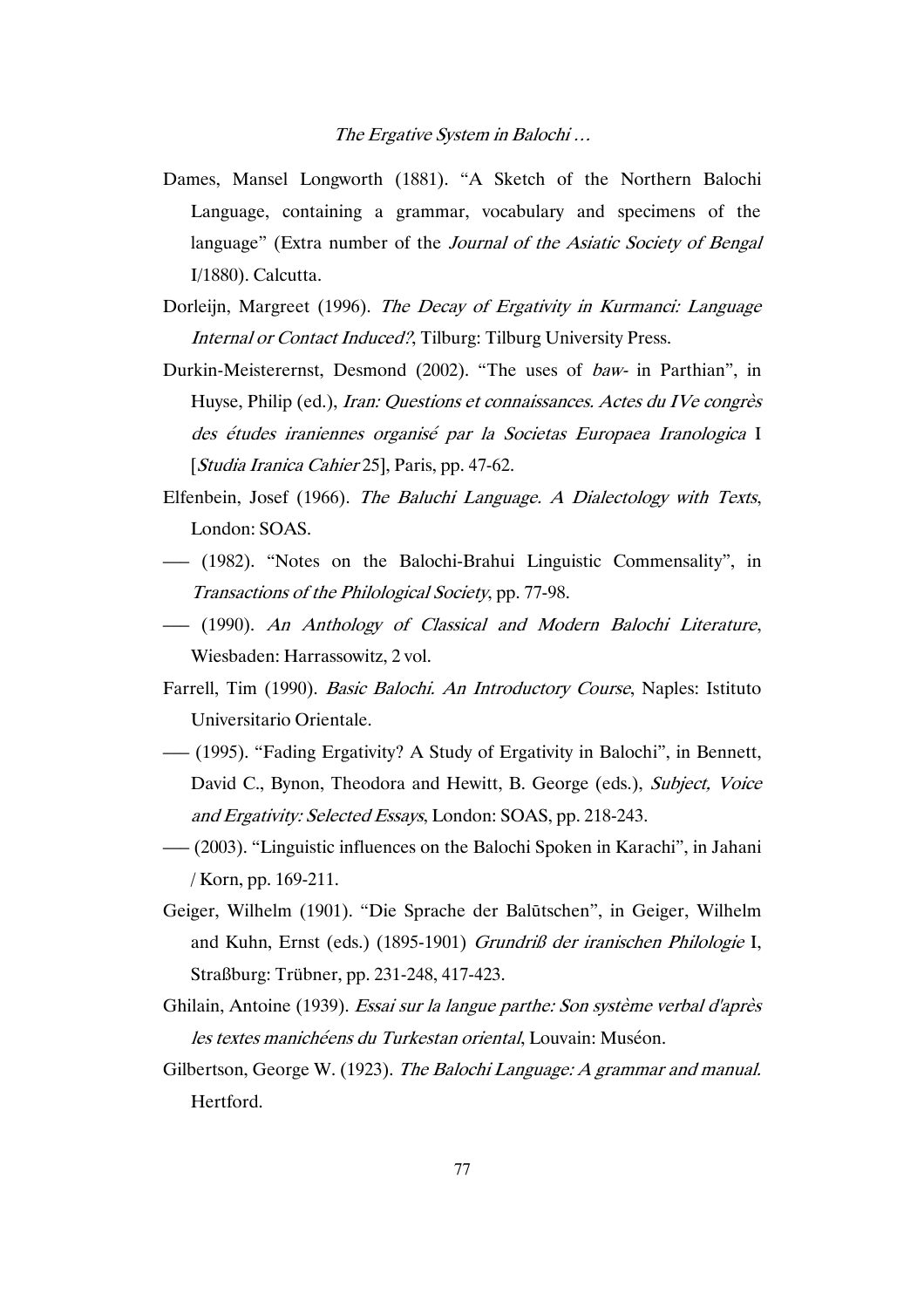Dames, Mansel Longworth (1881). "A Sketch of the Northern Balochi Language, containing a grammar, vocabulary and specimens of the language" (Extra number of the *Journal of the Asiatic Society of Bengal* I/1880). Calcutta.

Dorleijn, Margreet (1996). *The Decay of Ergativity in Kurmanci: Language Internal or Contact Induced?*, Tilburg: Tilburg University Press.

Durkin-Meisterernst, Desmond (2002). "The uses of *baw-* in Parthian", in Huyse, Philip (ed.), *Iran: Questions et connaissances. Actes du IVe congrès des études iraniennes organisé par la Societas Europaea Iranologica* I [*Studia Iranica Cahier* 25], Paris, pp. 47-62.

Elfenbein, Josef (1966). *The Baluchi Language. A Dialectology with Texts*, London: SOAS.

—— (1982). "Notes on the Balochi-Brahui Linguistic Commensality", in *Transactions of the Philological Society*, pp. 77-98.

—— (1990). *An Anthology of Classical and Modern Balochi Literature*, Wiesbaden: Harrassowitz, 2 vol.

Farrell, Tim (1990). *Basic Balochi. An Introductory Course*, Naples: Istituto Universitario Orientale.

—— (1995). "Fading Ergativity? A Study of Ergativity in Balochi", in Bennett, David C., Bynon, Theodora and Hewitt, B. George (eds.), *Subject, Voice and Ergativity: Selected Essays*, London: SOAS, pp. 218-243.

—— (2003). "Linguistic influences on the Balochi Spoken in Karachi", in Jahani / Korn, pp. 169-211.

Geiger, Wilhelm (1901). "Die Sprache der Balūtschen", in Geiger, Wilhelm and Kuhn, Ernst (eds.) (1895-1901) *Grundriß der iranischen Philologie* I, Straßburg: Trübner, pp. 231-248, 417-423.

Ghilain, Antoine (1939). *Essai sur la langue parthe: Son système verbal d'après les textes manichéens du Turkestan oriental*, Louvain: Muséon.

Gilbertson, George W. (1923). *The Balochi Language: A grammar and manual.* Hertford.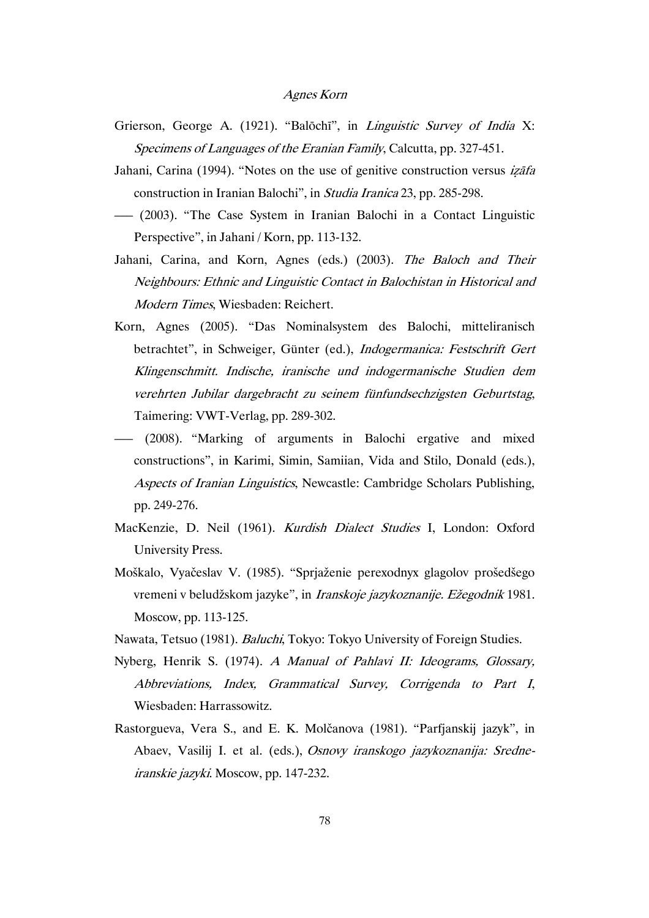Grierson, George A. (1921). "Balōchī", in *Linguistic Survey of India* X: *Specimens of Languages of the Eranian Family*, Calcutta, pp. 327-451.

Jahani, Carina (1994). "Notes on the use of genitive construction versus *iẓāfa* construction in Iranian Balochi", in *Studia Iranica* 23, pp. 285-298.

—— (2003). "The Case System in Iranian Balochi in a Contact Linguistic Perspective", in Jahani / Korn, pp. 113-132.

Jahani, Carina, and Korn, Agnes (eds.) (2003). *The Baloch and Their Neighbours: Ethnic and Linguistic Contact in Balochistan in Historical and Modern Times*, Wiesbaden: Reichert.

Korn, Agnes (2005). "Das Nominalsystem des Balochi, mitteliranisch betrachtet", in Schweiger, Günter (ed.), *Indogermanica: Festschrift Gert Klingenschmitt. Indische, iranische und indogermanische Studien dem verehrten Jubilar dargebracht zu seinem fünfundsechzigsten Geburtstag*, Taimering: VWT-Verlag, pp. 289-302.

—— (2008). "Marking of arguments in Balochi ergative and mixed constructions", in Karimi, Simin, Samiian, Vida and Stilo, Donald (eds.), *Aspects of Iranian Linguistics*, Newcastle: Cambridge Scholars Publishing, pp. 249-276.

MacKenzie, D. Neil (1961). *Kurdish Dialect Studies* I, London: Oxford University Press.

Moškalo, Vyačeslav V. (1985). "Sprjaženie perexodnyx glagolov prošedšego vremeni v beludžskom jazyke", in *Iranskoje jazykoznanije. Ežegodnik* 1981. Moscow, pp. 113-125.

Nawata, Tetsuo (1981). *Baluchi*, Tokyo: Tokyo University of Foreign Studies.

Nyberg, Henrik S. (1974). *A Manual of Pahlavi II: Ideograms, Glossary, Abbreviations, Index, Grammatical Survey, Corrigenda to Part I*, Wiesbaden: Harrassowitz.

Rastorgueva, Vera S., and E. K. Molčanova (1981). "Parfjanskij jazyk", in Abaev, Vasilij I. et al. (eds.), *Osnovy iranskogo jazykoznanija: Sredne-iranskie jazyki*. Moscow, pp. 147-232.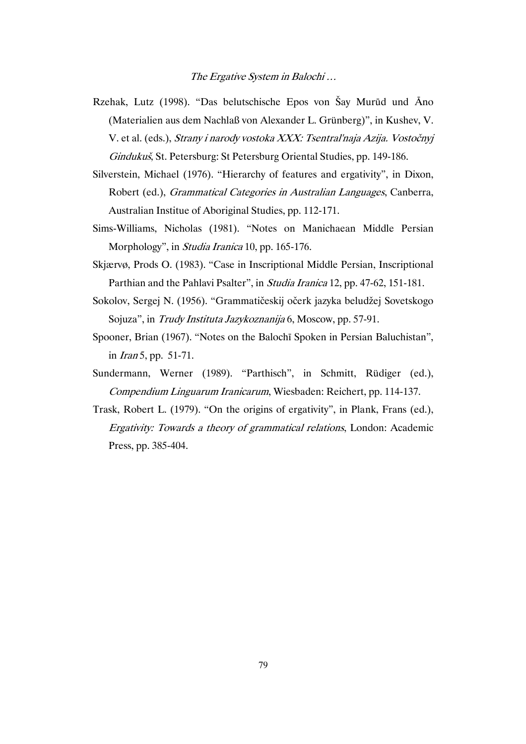Rzehak, Lutz (1998). “Das belutschische Epos von Šay Murūd und Āno (Materialien aus dem Nachlaß von Alexander L. Grünberg)”, in Kushev, V. V. et al. (eds.), *Strany i narody vostoka XXX: Tsentral'naja Azija. Vostočnyj Gindukuš*, St. Petersburg: St Petersburg Oriental Studies, pp. 149-186.

Silverstein, Michael (1976). “Hierarchy of features and ergativity”, in Dixon, Robert (ed.), *Grammatical Categories in Australian Languages*, Canberra, Australian Institue of Aboriginal Studies, pp. 112-171.

Sims-Williams, Nicholas (1981). “Notes on Manichaean Middle Persian Morphology”, in *Studia Iranica* 10, pp. 165-176.

Skjærvø, Prods O. (1983). “Case in Inscriptional Middle Persian, Inscriptional Parthian and the Pahlavi Psalter”, in *Studia Iranica* 12, pp. 47-62, 151-181.

Sokolov, Sergej N. (1956). “Grammatičeskij očerk jazyka beludžej Sovetskogo Sojuza”, in *Trudy Instituta Jazykoznanija* 6, Moscow, pp. 57-91.

Spooner, Brian (1967). “Notes on the Balochī Spoken in Persian Baluchistan”, in *Iran* 5, pp. 51-71.

Sundermann, Werner (1989). “Parthisch”, in Schmitt, Rüdiger (ed.), *Compendium Linguarum Iranicarum*, Wiesbaden: Reichert, pp. 114-137.

Trask, Robert L. (1979). “On the origins of ergativity”, in Plank, Frans (ed.), *Ergativity: Towards a theory of grammatical relations*, London: Academic Press, pp. 385-404.